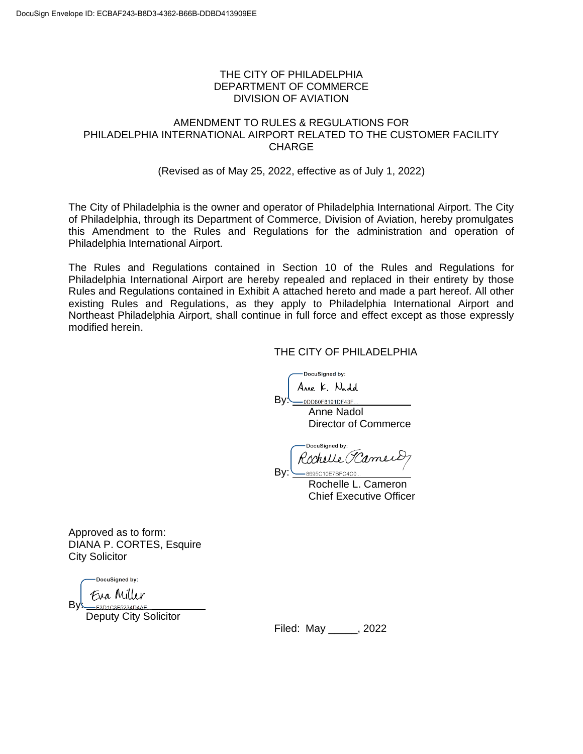DocuSign Envelope ID: ECBAF243-B8D3-4362-B66B-DDBD413909EE

# THE CITY OF PHILADELPHIA
# DEPARTMENT OF COMMERCE
# DIVISION OF AVIATION

## AMENDMENT TO RULES & REGULATIONS FOR PHILADELPHIA INTERNATIONAL AIRPORT RELATED TO THE CUSTOMER FACILITY CHARGE

(Revised as of May 25, 2022, effective as of July 1, 2022)

The City of Philadelphia is the owner and operator of Philadelphia International Airport. The City of Philadelphia, through its Department of Commerce, Division of Aviation, hereby promulgates this Amendment to the Rules and Regulations for the administration and operation of Philadelphia International Airport.

The Rules and Regulations contained in Section 10 of the Rules and Regulations for Philadelphia International Airport are hereby repealed and replaced in their entirety by those Rules and Regulations contained in Exhibit A attached hereto and made a part hereof. All other existing Rules and Regulations, as they apply to Philadelphia International Airport and Northeast Philadelphia Airport, shall continue in full force and effect except as those expressly modified herein.

THE CITY OF PHILADELPHIA

DocuSigned by:
By: Anne K. Nadol
0DD80F8191DF43F...
Anne Nadol
Director of Commerce

DocuSigned by:
By: Rochelle Cameron
8695C10E7BFC4C0...
Rochelle L. Cameron
Chief Executive Officer

Approved as to form:
DIANA P. CORTES, Esquire
City Solicitor

DocuSigned by:
By: Eva Miller
E3D1C3F5234D4AE...
Deputy City Solicitor

Filed: May _____, 2022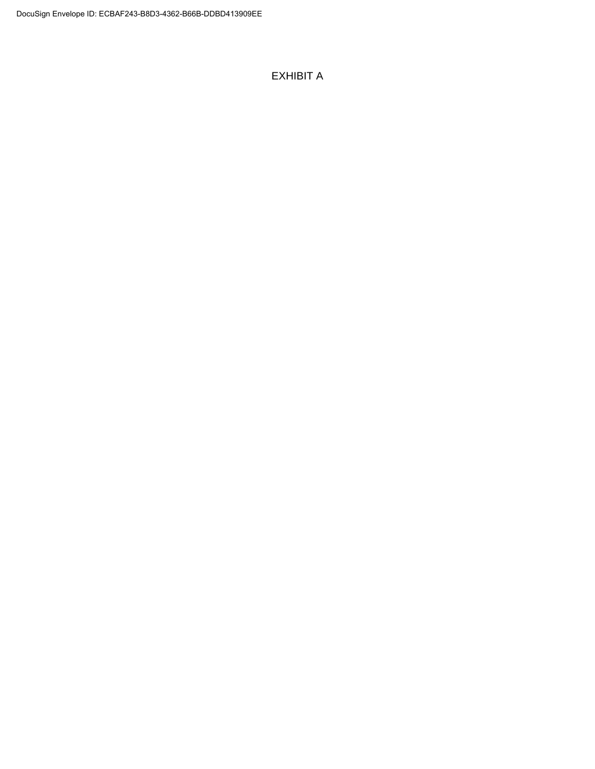# EXHIBIT A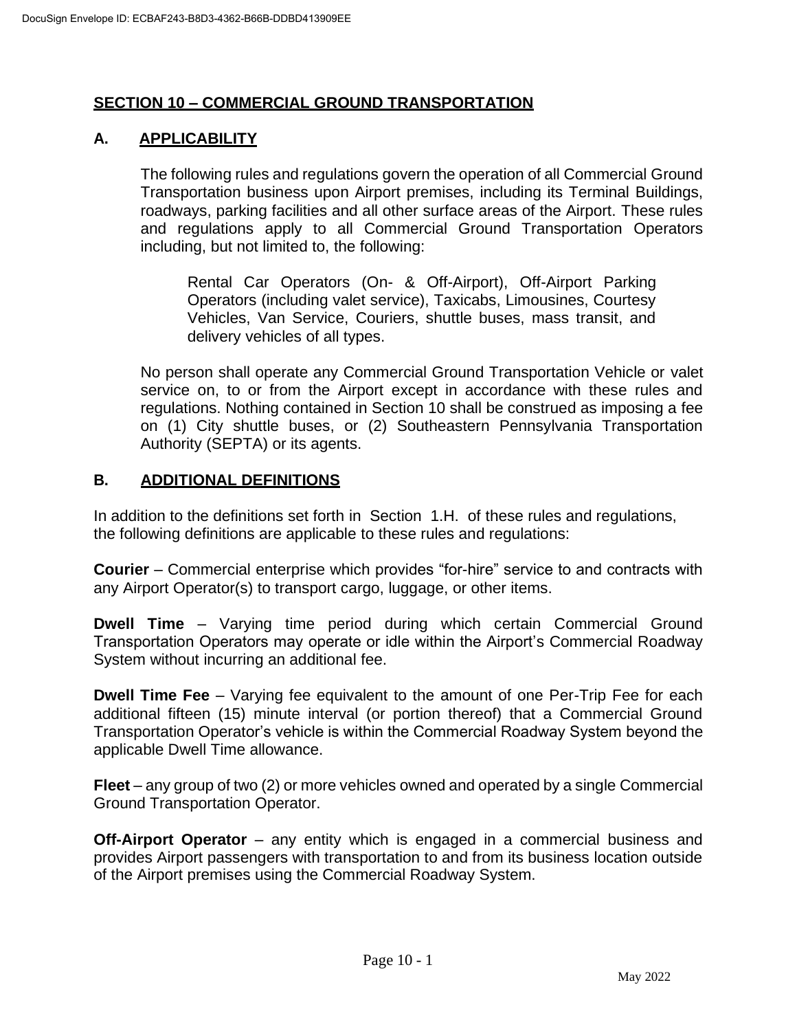## SECTION 10 – COMMERCIAL GROUND TRANSPORTATION

### A. APPLICABILITY

The following rules and regulations govern the operation of all Commercial Ground Transportation business upon Airport premises, including its Terminal Buildings, roadways, parking facilities and all other surface areas of the Airport. These rules and regulations apply to all Commercial Ground Transportation Operators including, but not limited to, the following:

> Rental Car Operators (On- & Off-Airport), Off-Airport Parking Operators (including valet service), Taxicabs, Limousines, Courtesy Vehicles, Van Service, Couriers, shuttle buses, mass transit, and delivery vehicles of all types.

No person shall operate any Commercial Ground Transportation Vehicle or valet service on, to or from the Airport except in accordance with these rules and regulations. Nothing contained in Section 10 shall be construed as imposing a fee on (1) City shuttle buses, or (2) Southeastern Pennsylvania Transportation Authority (SEPTA) or its agents.

### B. ADDITIONAL DEFINITIONS

In addition to the definitions set forth in Section 1.H. of these rules and regulations, the following definitions are applicable to these rules and regulations:

**Courier** – Commercial enterprise which provides "for-hire" service to and contracts with any Airport Operator(s) to transport cargo, luggage, or other items.

**Dwell Time** – Varying time period during which certain Commercial Ground Transportation Operators may operate or idle within the Airport's Commercial Roadway System without incurring an additional fee.

**Dwell Time Fee** – Varying fee equivalent to the amount of one Per-Trip Fee for each additional fifteen (15) minute interval (or portion thereof) that a Commercial Ground Transportation Operator's vehicle is within the Commercial Roadway System beyond the applicable Dwell Time allowance.

**Fleet** – any group of two (2) or more vehicles owned and operated by a single Commercial Ground Transportation Operator.

**Off-Airport Operator** – any entity which is engaged in a commercial business and provides Airport passengers with transportation to and from its business location outside of the Airport premises using the Commercial Roadway System.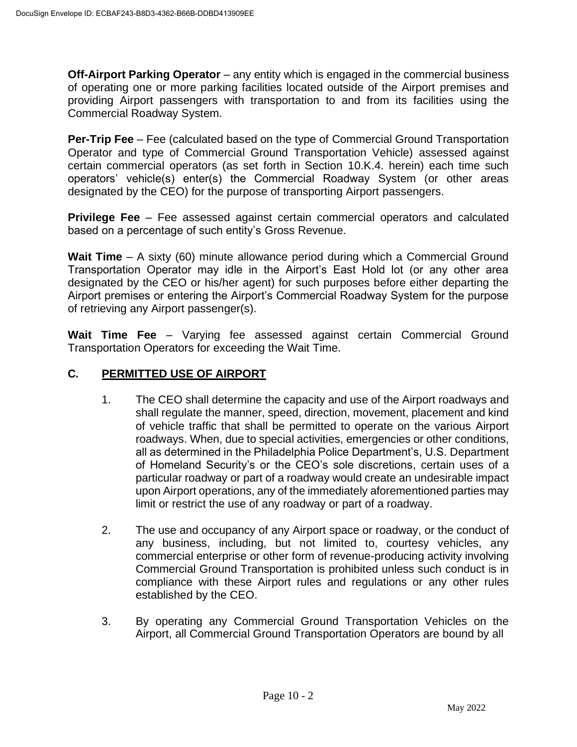**Off-Airport Parking Operator** – any entity which is engaged in the commercial business of operating one or more parking facilities located outside of the Airport premises and providing Airport passengers with transportation to and from its facilities using the Commercial Roadway System.

**Per-Trip Fee** – Fee (calculated based on the type of Commercial Ground Transportation Operator and type of Commercial Ground Transportation Vehicle) assessed against certain commercial operators (as set forth in Section 10.K.4. herein) each time such operators' vehicle(s) enter(s) the Commercial Roadway System (or other areas designated by the CEO) for the purpose of transporting Airport passengers.

**Privilege Fee** – Fee assessed against certain commercial operators and calculated based on a percentage of such entity's Gross Revenue.

**Wait Time** – A sixty (60) minute allowance period during which a Commercial Ground Transportation Operator may idle in the Airport's East Hold lot (or any other area designated by the CEO or his/her agent) for such purposes before either departing the Airport premises or entering the Airport's Commercial Roadway System for the purpose of retrieving any Airport passenger(s).

**Wait Time Fee** – Varying fee assessed against certain Commercial Ground Transportation Operators for exceeding the Wait Time.

## C. PERMITTED USE OF AIRPORT

1. The CEO shall determine the capacity and use of the Airport roadways and shall regulate the manner, speed, direction, movement, placement and kind of vehicle traffic that shall be permitted to operate on the various Airport roadways. When, due to special activities, emergencies or other conditions, all as determined in the Philadelphia Police Department's, U.S. Department of Homeland Security's or the CEO's sole discretions, certain uses of a particular roadway or part of a roadway would create an undesirable impact upon Airport operations, any of the immediately aforementioned parties may limit or restrict the use of any roadway or part of a roadway.

2. The use and occupancy of any Airport space or roadway, or the conduct of any business, including, but not limited to, courtesy vehicles, any commercial enterprise or other form of revenue-producing activity involving Commercial Ground Transportation is prohibited unless such conduct is in compliance with these Airport rules and regulations or any other rules established by the CEO.

3. By operating any Commercial Ground Transportation Vehicles on the Airport, all Commercial Ground Transportation Operators are bound by all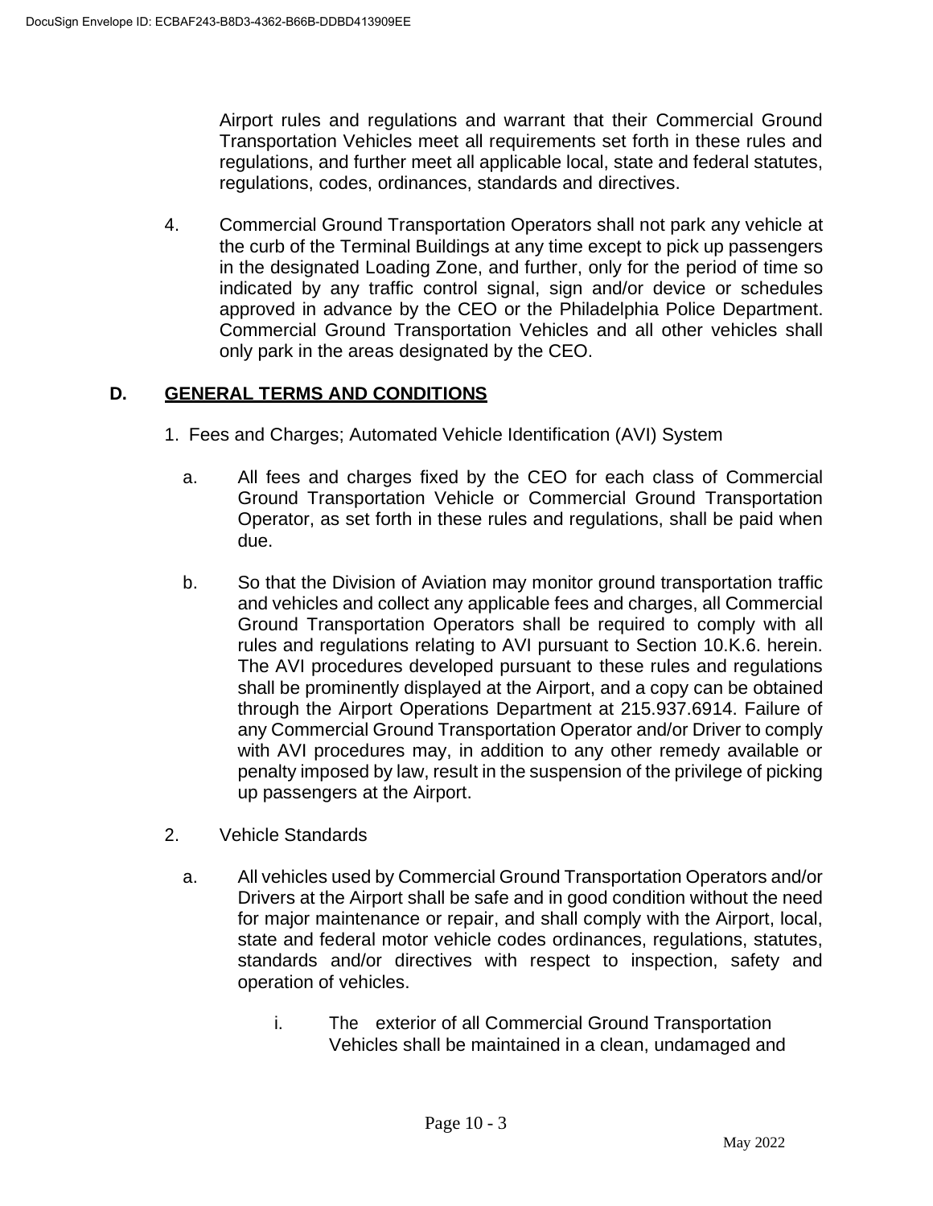Airport rules and regulations and warrant that their Commercial Ground Transportation Vehicles meet all requirements set forth in these rules and regulations, and further meet all applicable local, state and federal statutes, regulations, codes, ordinances, standards and directives.

4. Commercial Ground Transportation Operators shall not park any vehicle at the curb of the Terminal Buildings at any time except to pick up passengers in the designated Loading Zone, and further, only for the period of time so indicated by any traffic control signal, sign and/or device or schedules approved in advance by the CEO or the Philadelphia Police Department. Commercial Ground Transportation Vehicles and all other vehicles shall only park in the areas designated by the CEO.

## D. <u>GENERAL TERMS AND CONDITIONS</u>

1. Fees and Charges; Automated Vehicle Identification (AVI) System

   a. All fees and charges fixed by the CEO for each class of Commercial Ground Transportation Vehicle or Commercial Ground Transportation Operator, as set forth in these rules and regulations, shall be paid when due.

   b. So that the Division of Aviation may monitor ground transportation traffic and vehicles and collect any applicable fees and charges, all Commercial Ground Transportation Operators shall be required to comply with all rules and regulations relating to AVI pursuant to Section 10.K.6. herein. The AVI procedures developed pursuant to these rules and regulations shall be prominently displayed at the Airport, and a copy can be obtained through the Airport Operations Department at 215.937.6914. Failure of any Commercial Ground Transportation Operator and/or Driver to comply with AVI procedures may, in addition to any other remedy available or penalty imposed by law, result in the suspension of the privilege of picking up passengers at the Airport.

2. Vehicle Standards

   a. All vehicles used by Commercial Ground Transportation Operators and/or Drivers at the Airport shall be safe and in good condition without the need for major maintenance or repair, and shall comply with the Airport, local, state and federal motor vehicle codes ordinances, regulations, statutes, standards and/or directives with respect to inspection, safety and operation of vehicles.

      i. The exterior of all Commercial Ground Transportation Vehicles shall be maintained in a clean, undamaged and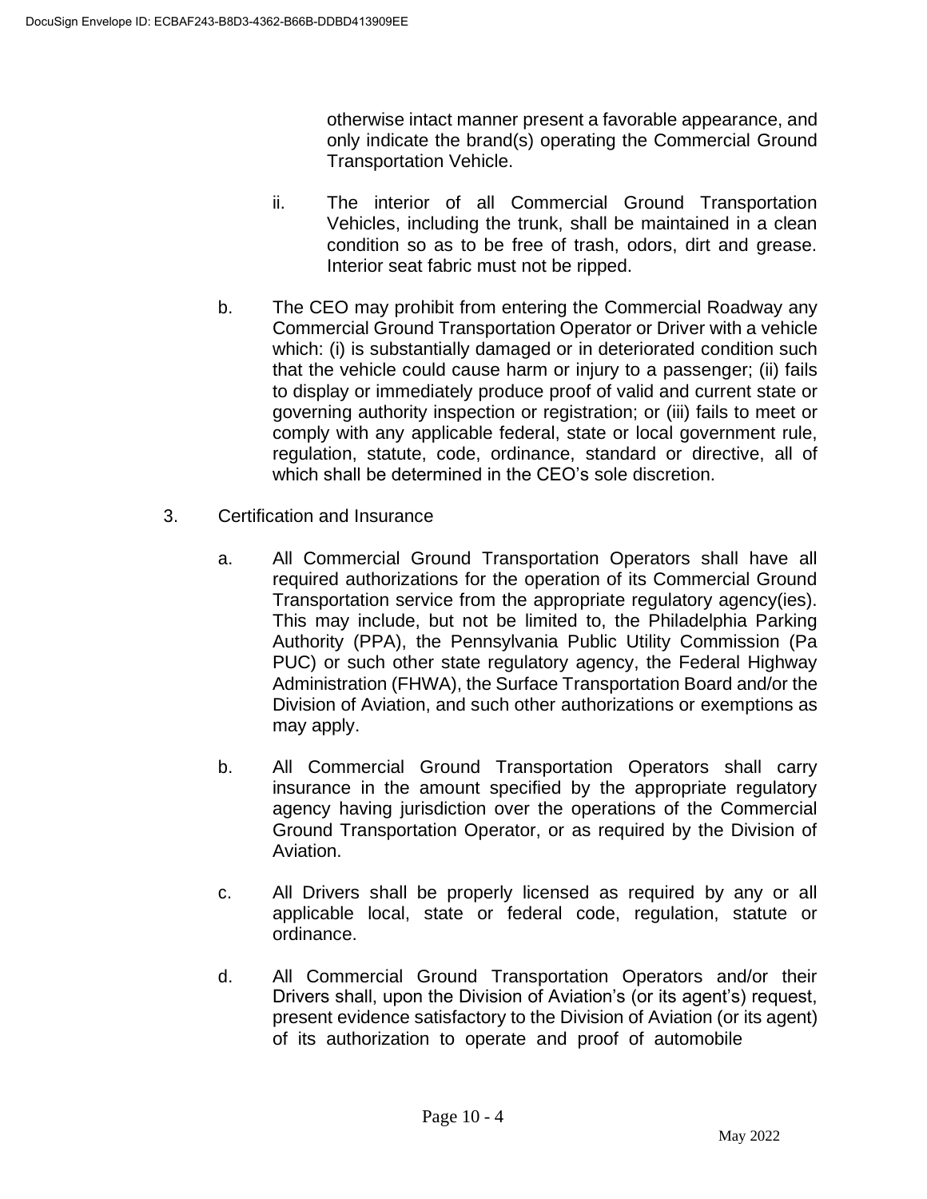otherwise intact manner present a favorable appearance, and only indicate the brand(s) operating the Commercial Ground Transportation Vehicle.

ii. The interior of all Commercial Ground Transportation Vehicles, including the trunk, shall be maintained in a clean condition so as to be free of trash, odors, dirt and grease. Interior seat fabric must not be ripped.

b. The CEO may prohibit from entering the Commercial Roadway any Commercial Ground Transportation Operator or Driver with a vehicle which: (i) is substantially damaged or in deteriorated condition such that the vehicle could cause harm or injury to a passenger; (ii) fails to display or immediately produce proof of valid and current state or governing authority inspection or registration; or (iii) fails to meet or comply with any applicable federal, state or local government rule, regulation, statute, code, ordinance, standard or directive, all of which shall be determined in the CEO's sole discretion.

3. Certification and Insurance

a. All Commercial Ground Transportation Operators shall have all required authorizations for the operation of its Commercial Ground Transportation service from the appropriate regulatory agency(ies). This may include, but not be limited to, the Philadelphia Parking Authority (PPA), the Pennsylvania Public Utility Commission (Pa PUC) or such other state regulatory agency, the Federal Highway Administration (FHWA), the Surface Transportation Board and/or the Division of Aviation, and such other authorizations or exemptions as may apply.

b. All Commercial Ground Transportation Operators shall carry insurance in the amount specified by the appropriate regulatory agency having jurisdiction over the operations of the Commercial Ground Transportation Operator, or as required by the Division of Aviation.

c. All Drivers shall be properly licensed as required by any or all applicable local, state or federal code, regulation, statute or ordinance.

d. All Commercial Ground Transportation Operators and/or their Drivers shall, upon the Division of Aviation's (or its agent's) request, present evidence satisfactory to the Division of Aviation (or its agent) of its authorization to operate and proof of automobile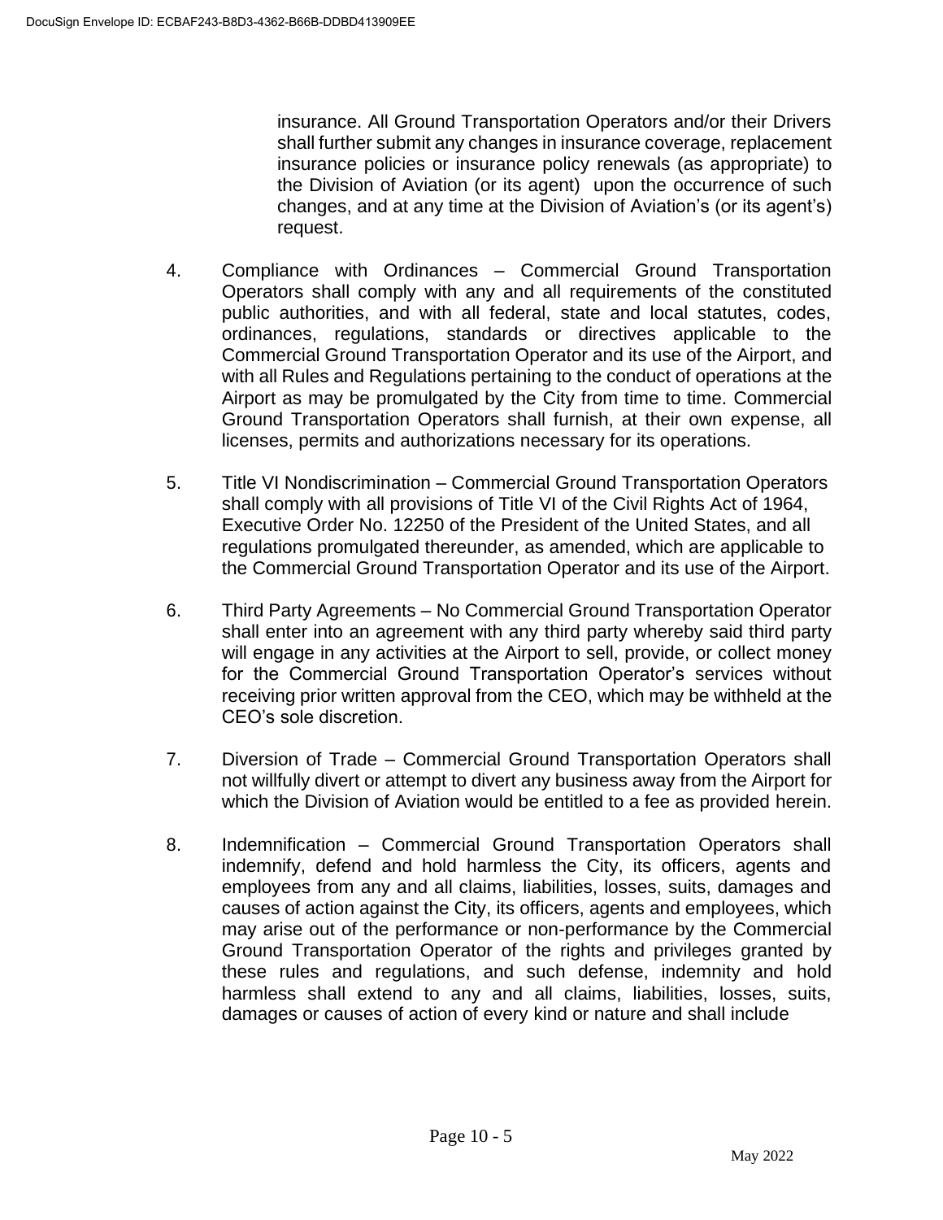insurance. All Ground Transportation Operators and/or their Drivers shall further submit any changes in insurance coverage, replacement insurance policies or insurance policy renewals (as appropriate) to the Division of Aviation (or its agent) upon the occurrence of such changes, and at any time at the Division of Aviation's (or its agent's) request.

4. Compliance with Ordinances – Commercial Ground Transportation Operators shall comply with any and all requirements of the constituted public authorities, and with all federal, state and local statutes, codes, ordinances, regulations, standards or directives applicable to the Commercial Ground Transportation Operator and its use of the Airport, and with all Rules and Regulations pertaining to the conduct of operations at the Airport as may be promulgated by the City from time to time. Commercial Ground Transportation Operators shall furnish, at their own expense, all licenses, permits and authorizations necessary for its operations.

5. Title VI Nondiscrimination – Commercial Ground Transportation Operators shall comply with all provisions of Title VI of the Civil Rights Act of 1964, Executive Order No. 12250 of the President of the United States, and all regulations promulgated thereunder, as amended, which are applicable to the Commercial Ground Transportation Operator and its use of the Airport.

6. Third Party Agreements – No Commercial Ground Transportation Operator shall enter into an agreement with any third party whereby said third party will engage in any activities at the Airport to sell, provide, or collect money for the Commercial Ground Transportation Operator's services without receiving prior written approval from the CEO, which may be withheld at the CEO's sole discretion.

7. Diversion of Trade – Commercial Ground Transportation Operators shall not willfully divert or attempt to divert any business away from the Airport for which the Division of Aviation would be entitled to a fee as provided herein.

8. Indemnification – Commercial Ground Transportation Operators shall indemnify, defend and hold harmless the City, its officers, agents and employees from any and all claims, liabilities, losses, suits, damages and causes of action against the City, its officers, agents and employees, which may arise out of the performance or non-performance by the Commercial Ground Transportation Operator of the rights and privileges granted by these rules and regulations, and such defense, indemnity and hold harmless shall extend to any and all claims, liabilities, losses, suits, damages or causes of action of every kind or nature and shall include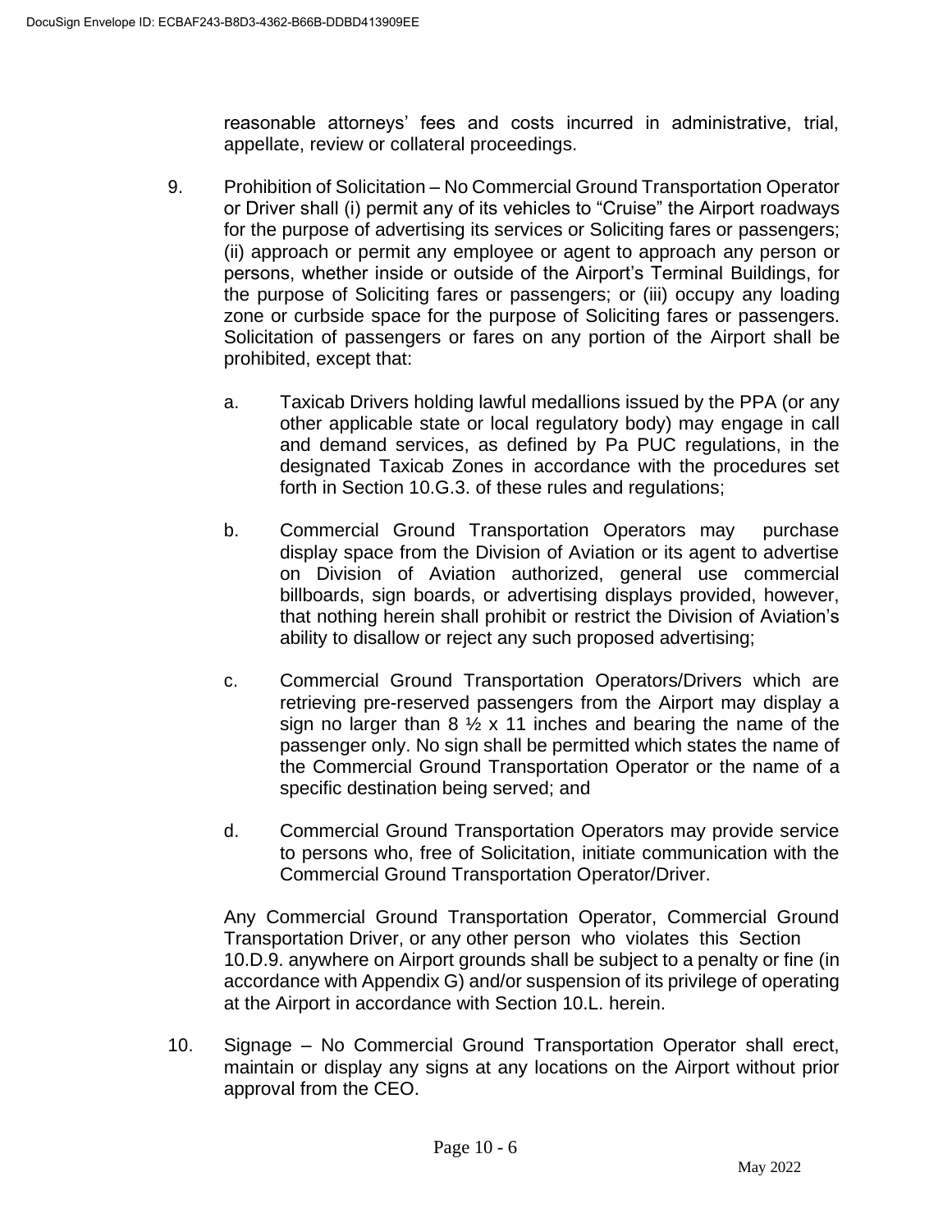reasonable attorneys' fees and costs incurred in administrative, trial, appellate, review or collateral proceedings.

9. Prohibition of Solicitation – No Commercial Ground Transportation Operator or Driver shall (i) permit any of its vehicles to "Cruise" the Airport roadways for the purpose of advertising its services or Soliciting fares or passengers; (ii) approach or permit any employee or agent to approach any person or persons, whether inside or outside of the Airport's Terminal Buildings, for the purpose of Soliciting fares or passengers; or (iii) occupy any loading zone or curbside space for the purpose of Soliciting fares or passengers. Solicitation of passengers or fares on any portion of the Airport shall be prohibited, except that:

   a. Taxicab Drivers holding lawful medallions issued by the PPA (or any other applicable state or local regulatory body) may engage in call and demand services, as defined by Pa PUC regulations, in the designated Taxicab Zones in accordance with the procedures set forth in Section 10.G.3. of these rules and regulations;

   b. Commercial Ground Transportation Operators may purchase display space from the Division of Aviation or its agent to advertise on Division of Aviation authorized, general use commercial billboards, sign boards, or advertising displays provided, however, that nothing herein shall prohibit or restrict the Division of Aviation's ability to disallow or reject any such proposed advertising;

   c. Commercial Ground Transportation Operators/Drivers which are retrieving pre-reserved passengers from the Airport may display a sign no larger than 8 ½ x 11 inches and bearing the name of the passenger only. No sign shall be permitted which states the name of the Commercial Ground Transportation Operator or the name of a specific destination being served; and

   d. Commercial Ground Transportation Operators may provide service to persons who, free of Solicitation, initiate communication with the Commercial Ground Transportation Operator/Driver.

   Any Commercial Ground Transportation Operator, Commercial Ground Transportation Driver, or any other person who violates this Section 10.D.9. anywhere on Airport grounds shall be subject to a penalty or fine (in accordance with Appendix G) and/or suspension of its privilege of operating at the Airport in accordance with Section 10.L. herein.

10. Signage – No Commercial Ground Transportation Operator shall erect, maintain or display any signs at any locations on the Airport without prior approval from the CEO.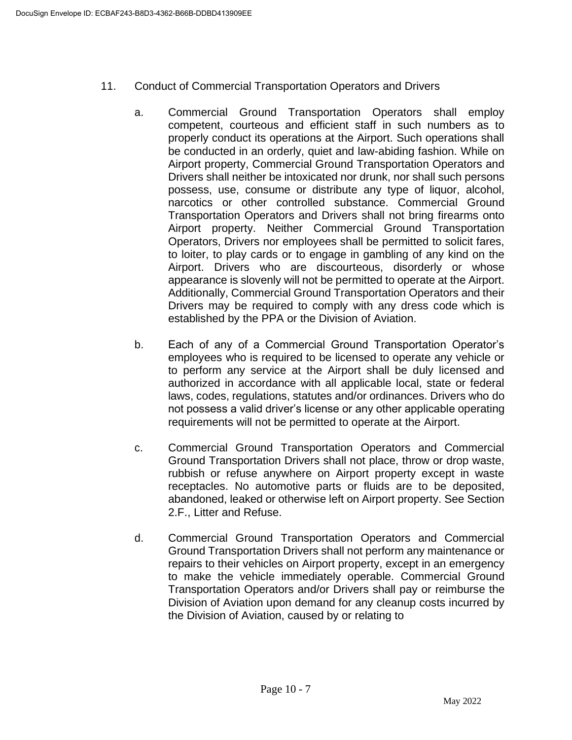11. Conduct of Commercial Transportation Operators and Drivers

    a. Commercial Ground Transportation Operators shall employ competent, courteous and efficient staff in such numbers as to properly conduct its operations at the Airport. Such operations shall be conducted in an orderly, quiet and law-abiding fashion. While on Airport property, Commercial Ground Transportation Operators and Drivers shall neither be intoxicated nor drunk, nor shall such persons possess, use, consume or distribute any type of liquor, alcohol, narcotics or other controlled substance. Commercial Ground Transportation Operators and Drivers shall not bring firearms onto Airport property. Neither Commercial Ground Transportation Operators, Drivers nor employees shall be permitted to solicit fares, to loiter, to play cards or to engage in gambling of any kind on the Airport. Drivers who are discourteous, disorderly or whose appearance is slovenly will not be permitted to operate at the Airport. Additionally, Commercial Ground Transportation Operators and their Drivers may be required to comply with any dress code which is established by the PPA or the Division of Aviation.

    b. Each of any of a Commercial Ground Transportation Operator's employees who is required to be licensed to operate any vehicle or to perform any service at the Airport shall be duly licensed and authorized in accordance with all applicable local, state or federal laws, codes, regulations, statutes and/or ordinances. Drivers who do not possess a valid driver's license or any other applicable operating requirements will not be permitted to operate at the Airport.

    c. Commercial Ground Transportation Operators and Commercial Ground Transportation Drivers shall not place, throw or drop waste, rubbish or refuse anywhere on Airport property except in waste receptacles. No automotive parts or fluids are to be deposited, abandoned, leaked or otherwise left on Airport property. See Section 2.F., Litter and Refuse.

    d. Commercial Ground Transportation Operators and Commercial Ground Transportation Drivers shall not perform any maintenance or repairs to their vehicles on Airport property, except in an emergency to make the vehicle immediately operable. Commercial Ground Transportation Operators and/or Drivers shall pay or reimburse the Division of Aviation upon demand for any cleanup costs incurred by the Division of Aviation, caused by or relating to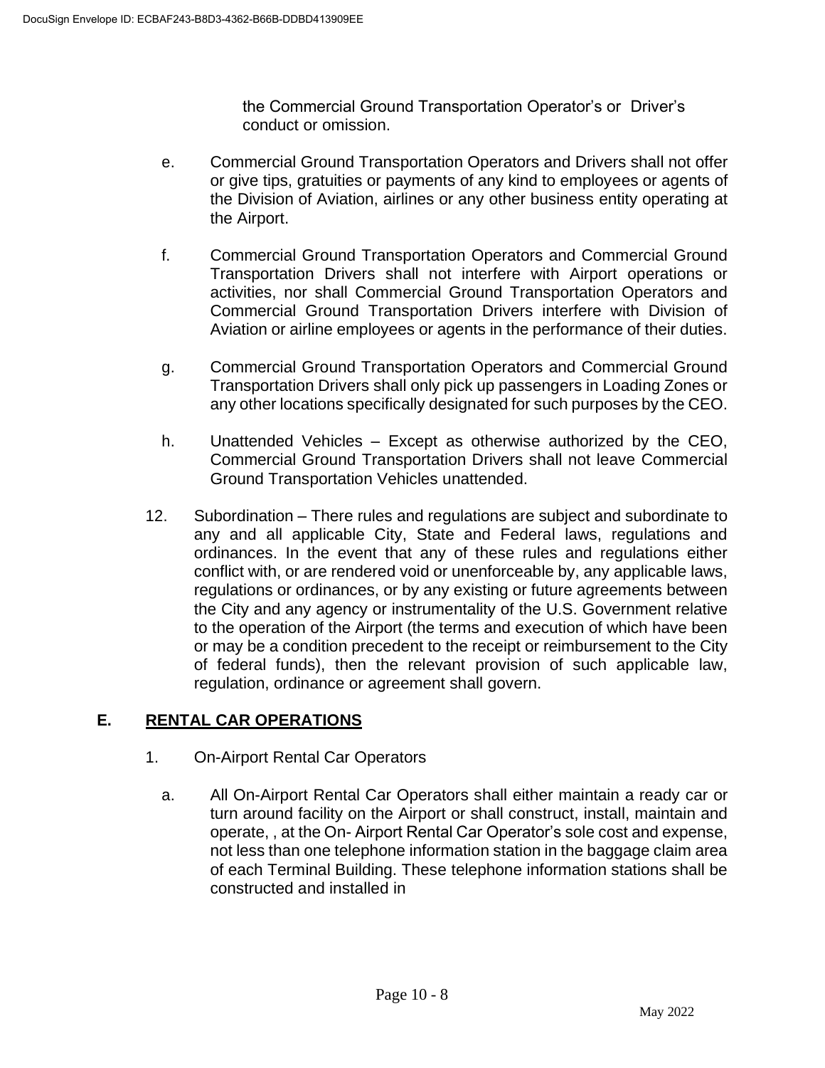the Commercial Ground Transportation Operator's or Driver's conduct or omission.

e. Commercial Ground Transportation Operators and Drivers shall not offer or give tips, gratuities or payments of any kind to employees or agents of the Division of Aviation, airlines or any other business entity operating at the Airport.

f. Commercial Ground Transportation Operators and Commercial Ground Transportation Drivers shall not interfere with Airport operations or activities, nor shall Commercial Ground Transportation Operators and Commercial Ground Transportation Drivers interfere with Division of Aviation or airline employees or agents in the performance of their duties.

g. Commercial Ground Transportation Operators and Commercial Ground Transportation Drivers shall only pick up passengers in Loading Zones or any other locations specifically designated for such purposes by the CEO.

h. Unattended Vehicles – Except as otherwise authorized by the CEO, Commercial Ground Transportation Drivers shall not leave Commercial Ground Transportation Vehicles unattended.

12. Subordination – There rules and regulations are subject and subordinate to any and all applicable City, State and Federal laws, regulations and ordinances. In the event that any of these rules and regulations either conflict with, or are rendered void or unenforceable by, any applicable laws, regulations or ordinances, or by any existing or future agreements between the City and any agency or instrumentality of the U.S. Government relative to the operation of the Airport (the terms and execution of which have been or may be a condition precedent to the receipt or reimbursement to the City of federal funds), then the relevant provision of such applicable law, regulation, ordinance or agreement shall govern.

## E. RENTAL CAR OPERATIONS

1. On-Airport Rental Car Operators

a. All On-Airport Rental Car Operators shall either maintain a ready car or turn around facility on the Airport or shall construct, install, maintain and operate, , at the On- Airport Rental Car Operator's sole cost and expense, not less than one telephone information station in the baggage claim area of each Terminal Building. These telephone information stations shall be constructed and installed in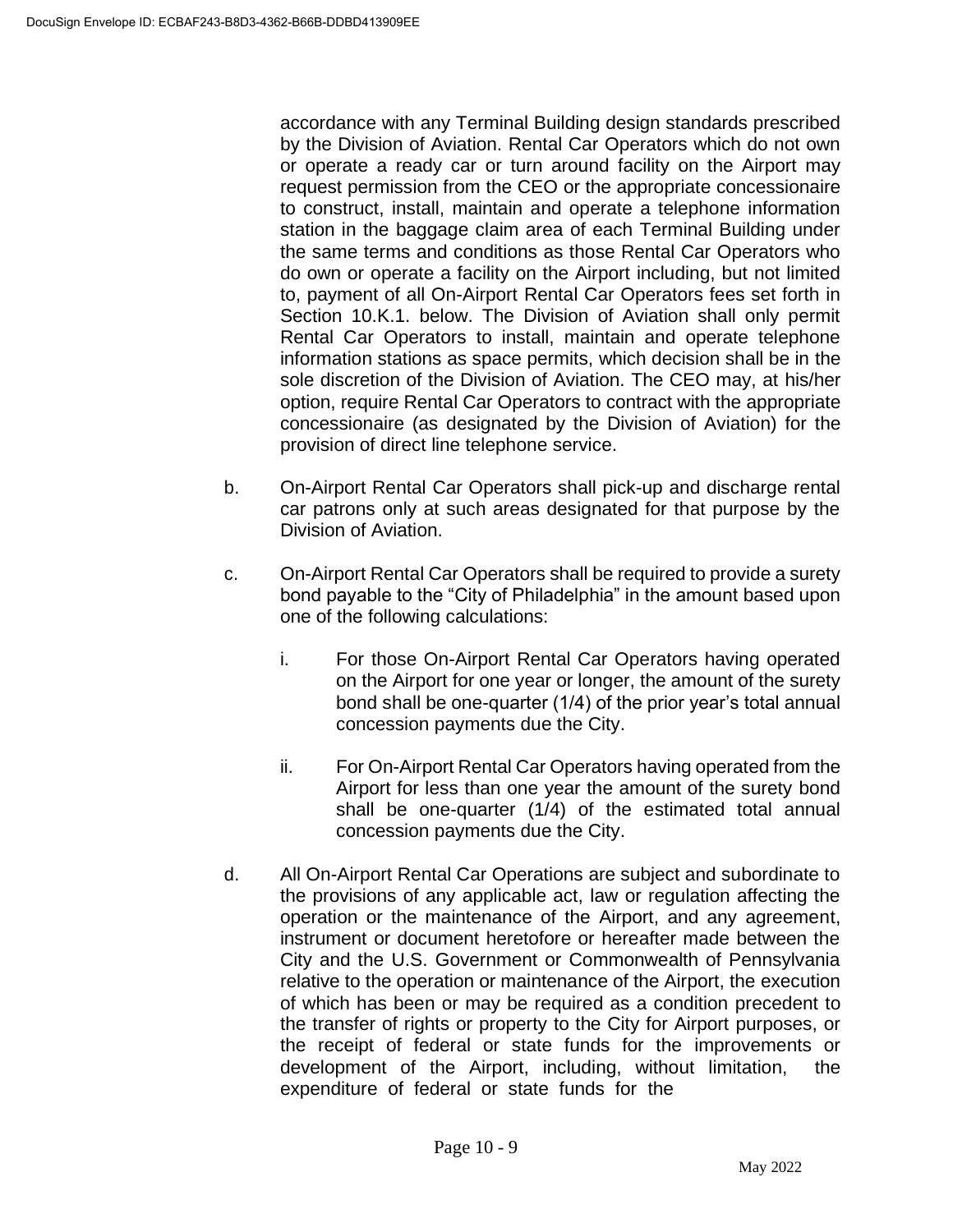accordance with any Terminal Building design standards prescribed by the Division of Aviation. Rental Car Operators which do not own or operate a ready car or turn around facility on the Airport may request permission from the CEO or the appropriate concessionaire to construct, install, maintain and operate a telephone information station in the baggage claim area of each Terminal Building under the same terms and conditions as those Rental Car Operators who do own or operate a facility on the Airport including, but not limited to, payment of all On-Airport Rental Car Operators fees set forth in Section 10.K.1. below. The Division of Aviation shall only permit Rental Car Operators to install, maintain and operate telephone information stations as space permits, which decision shall be in the sole discretion of the Division of Aviation. The CEO may, at his/her option, require Rental Car Operators to contract with the appropriate concessionaire (as designated by the Division of Aviation) for the provision of direct line telephone service.

b. On-Airport Rental Car Operators shall pick-up and discharge rental car patrons only at such areas designated for that purpose by the Division of Aviation.

c. On-Airport Rental Car Operators shall be required to provide a surety bond payable to the "City of Philadelphia" in the amount based upon one of the following calculations:

   i. For those On-Airport Rental Car Operators having operated on the Airport for one year or longer, the amount of the surety bond shall be one-quarter (1/4) of the prior year's total annual concession payments due the City.

   ii. For On-Airport Rental Car Operators having operated from the Airport for less than one year the amount of the surety bond shall be one-quarter (1/4) of the estimated total annual concession payments due the City.

d. All On-Airport Rental Car Operations are subject and subordinate to the provisions of any applicable act, law or regulation affecting the operation or the maintenance of the Airport, and any agreement, instrument or document heretofore or hereafter made between the City and the U.S. Government or Commonwealth of Pennsylvania relative to the operation or maintenance of the Airport, the execution of which has been or may be required as a condition precedent to the transfer of rights or property to the City for Airport purposes, or the receipt of federal or state funds for the improvements or development of the Airport, including, without limitation, the expenditure of federal or state funds for the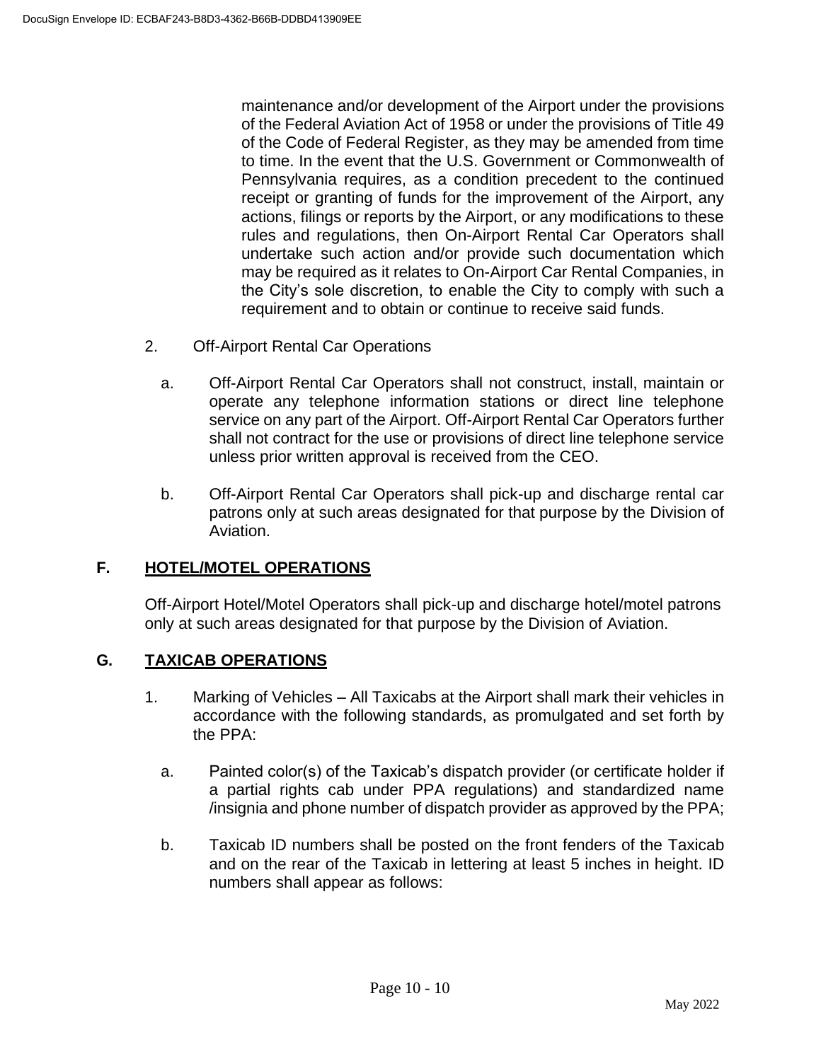maintenance and/or development of the Airport under the provisions of the Federal Aviation Act of 1958 or under the provisions of Title 49 of the Code of Federal Register, as they may be amended from time to time. In the event that the U.S. Government or Commonwealth of Pennsylvania requires, as a condition precedent to the continued receipt or granting of funds for the improvement of the Airport, any actions, filings or reports by the Airport, or any modifications to these rules and regulations, then On-Airport Rental Car Operators shall undertake such action and/or provide such documentation which may be required as it relates to On-Airport Car Rental Companies, in the City's sole discretion, to enable the City to comply with such a requirement and to obtain or continue to receive said funds.

2. Off-Airport Rental Car Operations

   a. Off-Airport Rental Car Operators shall not construct, install, maintain or operate any telephone information stations or direct line telephone service on any part of the Airport. Off-Airport Rental Car Operators further shall not contract for the use or provisions of direct line telephone service unless prior written approval is received from the CEO.

   b. Off-Airport Rental Car Operators shall pick-up and discharge rental car patrons only at such areas designated for that purpose by the Division of Aviation.

## F. <u>HOTEL/MOTEL OPERATIONS</u>

Off-Airport Hotel/Motel Operators shall pick-up and discharge hotel/motel patrons only at such areas designated for that purpose by the Division of Aviation.

## G. <u>TAXICAB OPERATIONS</u>

1. Marking of Vehicles – All Taxicabs at the Airport shall mark their vehicles in accordance with the following standards, as promulgated and set forth by the PPA:

   a. Painted color(s) of the Taxicab's dispatch provider (or certificate holder if a partial rights cab under PPA regulations) and standardized name /insignia and phone number of dispatch provider as approved by the PPA;

   b. Taxicab ID numbers shall be posted on the front fenders of the Taxicab and on the rear of the Taxicab in lettering at least 5 inches in height. ID numbers shall appear as follows: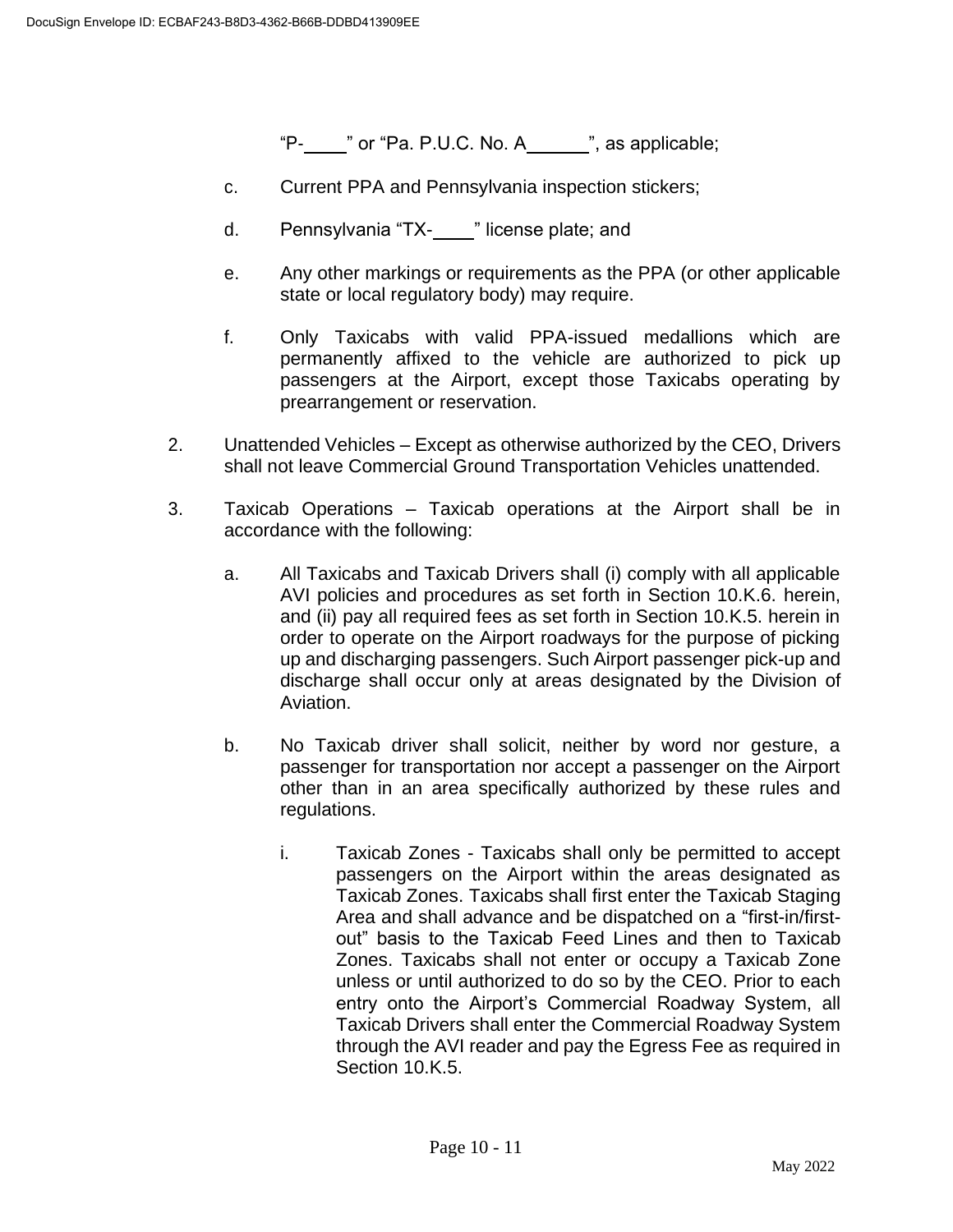"P-____" or "Pa. P.U.C. No. A______", as applicable;

c. Current PPA and Pennsylvania inspection stickers;

d. Pennsylvania "TX-____" license plate; and

e. Any other markings or requirements as the PPA (or other applicable state or local regulatory body) may require.

f. Only Taxicabs with valid PPA-issued medallions which are permanently affixed to the vehicle are authorized to pick up passengers at the Airport, except those Taxicabs operating by prearrangement or reservation.

2. Unattended Vehicles – Except as otherwise authorized by the CEO, Drivers shall not leave Commercial Ground Transportation Vehicles unattended.

3. Taxicab Operations – Taxicab operations at the Airport shall be in accordance with the following:

   a. All Taxicabs and Taxicab Drivers shall (i) comply with all applicable AVI policies and procedures as set forth in Section 10.K.6. herein, and (ii) pay all required fees as set forth in Section 10.K.5. herein in order to operate on the Airport roadways for the purpose of picking up and discharging passengers. Such Airport passenger pick-up and discharge shall occur only at areas designated by the Division of Aviation.

   b. No Taxicab driver shall solicit, neither by word nor gesture, a passenger for transportation nor accept a passenger on the Airport other than in an area specifically authorized by these rules and regulations.

      i. Taxicab Zones - Taxicabs shall only be permitted to accept passengers on the Airport within the areas designated as Taxicab Zones. Taxicabs shall first enter the Taxicab Staging Area and shall advance and be dispatched on a "first-in/first-out" basis to the Taxicab Feed Lines and then to Taxicab Zones. Taxicabs shall not enter or occupy a Taxicab Zone unless or until authorized to do so by the CEO. Prior to each entry onto the Airport's Commercial Roadway System, all Taxicab Drivers shall enter the Commercial Roadway System through the AVI reader and pay the Egress Fee as required in Section 10.K.5.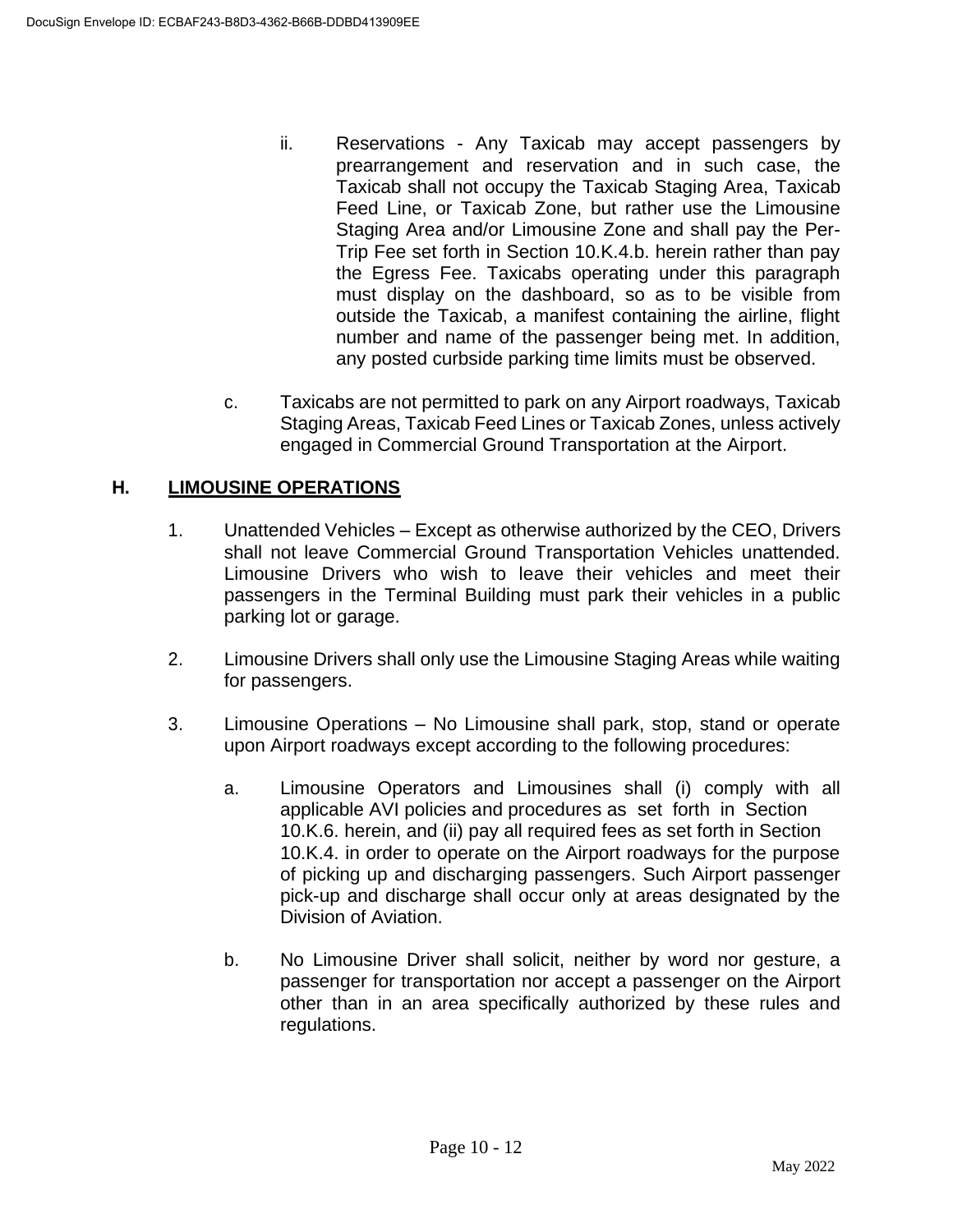ii. Reservations - Any Taxicab may accept passengers by prearrangement and reservation and in such case, the Taxicab shall not occupy the Taxicab Staging Area, Taxicab Feed Line, or Taxicab Zone, but rather use the Limousine Staging Area and/or Limousine Zone and shall pay the Per-Trip Fee set forth in Section 10.K.4.b. herein rather than pay the Egress Fee. Taxicabs operating under this paragraph must display on the dashboard, so as to be visible from outside the Taxicab, a manifest containing the airline, flight number and name of the passenger being met. In addition, any posted curbside parking time limits must be observed.

c. Taxicabs are not permitted to park on any Airport roadways, Taxicab Staging Areas, Taxicab Feed Lines or Taxicab Zones, unless actively engaged in Commercial Ground Transportation at the Airport.

## H. <u>LIMOUSINE OPERATIONS</u>

1. Unattended Vehicles – Except as otherwise authorized by the CEO, Drivers shall not leave Commercial Ground Transportation Vehicles unattended. Limousine Drivers who wish to leave their vehicles and meet their passengers in the Terminal Building must park their vehicles in a public parking lot or garage.

2. Limousine Drivers shall only use the Limousine Staging Areas while waiting for passengers.

3. Limousine Operations – No Limousine shall park, stop, stand or operate upon Airport roadways except according to the following procedures:

   a. Limousine Operators and Limousines shall (i) comply with all applicable AVI policies and procedures as set forth in Section 10.K.6. herein, and (ii) pay all required fees as set forth in Section 10.K.4. in order to operate on the Airport roadways for the purpose of picking up and discharging passengers. Such Airport passenger pick-up and discharge shall occur only at areas designated by the Division of Aviation.

   b. No Limousine Driver shall solicit, neither by word nor gesture, a passenger for transportation nor accept a passenger on the Airport other than in an area specifically authorized by these rules and regulations.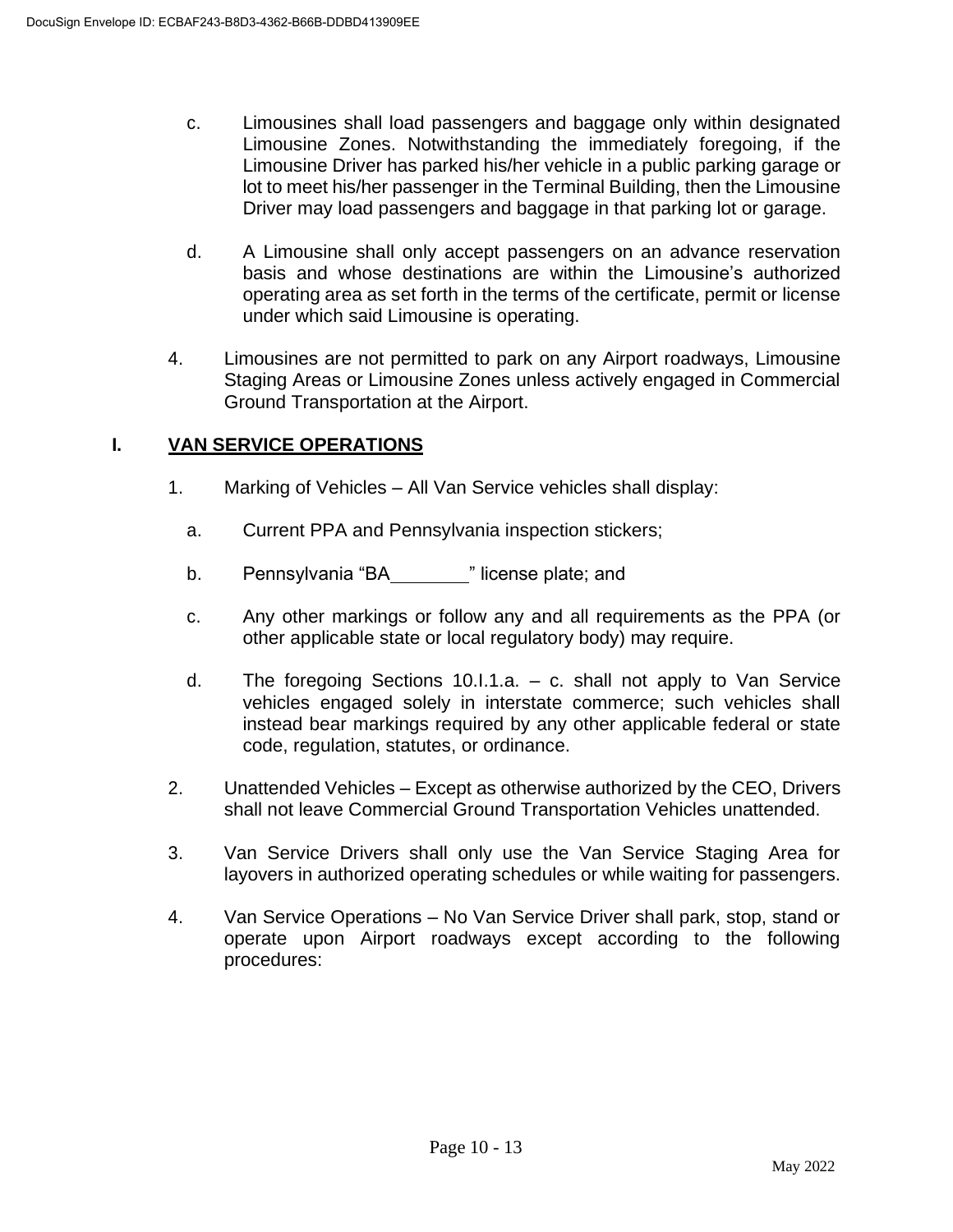c. Limousines shall load passengers and baggage only within designated Limousine Zones. Notwithstanding the immediately foregoing, if the Limousine Driver has parked his/her vehicle in a public parking garage or lot to meet his/her passenger in the Terminal Building, then the Limousine Driver may load passengers and baggage in that parking lot or garage.

d. A Limousine shall only accept passengers on an advance reservation basis and whose destinations are within the Limousine's authorized operating area as set forth in the terms of the certificate, permit or license under which said Limousine is operating.

4. Limousines are not permitted to park on any Airport roadways, Limousine Staging Areas or Limousine Zones unless actively engaged in Commercial Ground Transportation at the Airport.

## I. VAN SERVICE OPERATIONS

1. Marking of Vehicles – All Van Service vehicles shall display:

   a. Current PPA and Pennsylvania inspection stickers;

   b. Pennsylvania "BA________" license plate; and

   c. Any other markings or follow any and all requirements as the PPA (or other applicable state or local regulatory body) may require.

   d. The foregoing Sections 10.I.1.a. – c. shall not apply to Van Service vehicles engaged solely in interstate commerce; such vehicles shall instead bear markings required by any other applicable federal or state code, regulation, statutes, or ordinance.

2. Unattended Vehicles – Except as otherwise authorized by the CEO, Drivers shall not leave Commercial Ground Transportation Vehicles unattended.

3. Van Service Drivers shall only use the Van Service Staging Area for layovers in authorized operating schedules or while waiting for passengers.

4. Van Service Operations – No Van Service Driver shall park, stop, stand or operate upon Airport roadways except according to the following procedures: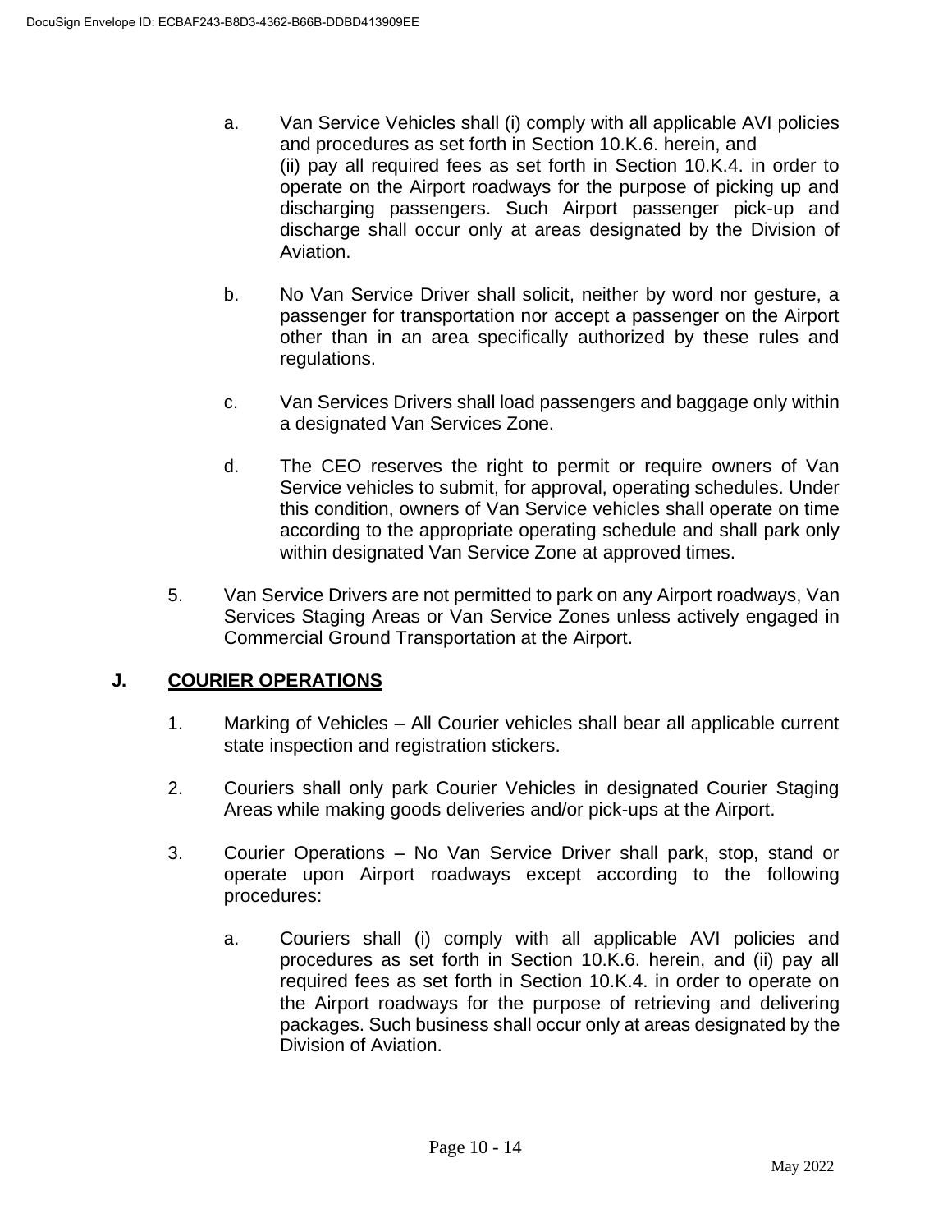a. Van Service Vehicles shall (i) comply with all applicable AVI policies and procedures as set forth in Section 10.K.6. herein, and (ii) pay all required fees as set forth in Section 10.K.4. in order to operate on the Airport roadways for the purpose of picking up and discharging passengers. Such Airport passenger pick-up and discharge shall occur only at areas designated by the Division of Aviation.

b. No Van Service Driver shall solicit, neither by word nor gesture, a passenger for transportation nor accept a passenger on the Airport other than in an area specifically authorized by these rules and regulations.

c. Van Services Drivers shall load passengers and baggage only within a designated Van Services Zone.

d. The CEO reserves the right to permit or require owners of Van Service vehicles to submit, for approval, operating schedules. Under this condition, owners of Van Service vehicles shall operate on time according to the appropriate operating schedule and shall park only within designated Van Service Zone at approved times.

5. Van Service Drivers are not permitted to park on any Airport roadways, Van Services Staging Areas or Van Service Zones unless actively engaged in Commercial Ground Transportation at the Airport.

## J. COURIER OPERATIONS

1. Marking of Vehicles – All Courier vehicles shall bear all applicable current state inspection and registration stickers.

2. Couriers shall only park Courier Vehicles in designated Courier Staging Areas while making goods deliveries and/or pick-ups at the Airport.

3. Courier Operations – No Van Service Driver shall park, stop, stand or operate upon Airport roadways except according to the following procedures:

   a. Couriers shall (i) comply with all applicable AVI policies and procedures as set forth in Section 10.K.6. herein, and (ii) pay all required fees as set forth in Section 10.K.4. in order to operate on the Airport roadways for the purpose of retrieving and delivering packages. Such business shall occur only at areas designated by the Division of Aviation.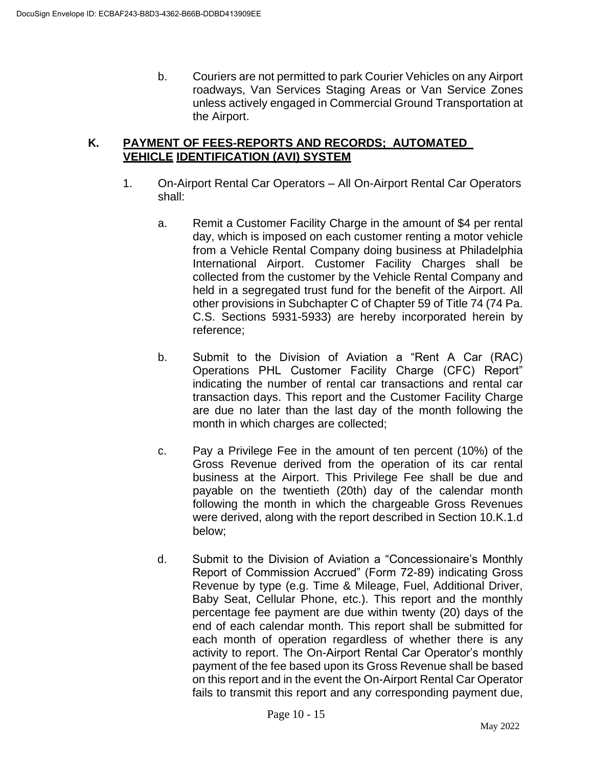b. Couriers are not permitted to park Courier Vehicles on any Airport roadways, Van Services Staging Areas or Van Service Zones unless actively engaged in Commercial Ground Transportation at the Airport.

## K. PAYMENT OF FEES-REPORTS AND RECORDS; AUTOMATED VEHICLE IDENTIFICATION (AVI) SYSTEM

1. On-Airport Rental Car Operators – All On-Airport Rental Car Operators shall:

   a. Remit a Customer Facility Charge in the amount of $4 per rental day, which is imposed on each customer renting a motor vehicle from a Vehicle Rental Company doing business at Philadelphia International Airport. Customer Facility Charges shall be collected from the customer by the Vehicle Rental Company and held in a segregated trust fund for the benefit of the Airport. All other provisions in Subchapter C of Chapter 59 of Title 74 (74 Pa. C.S. Sections 5931-5933) are hereby incorporated herein by reference;

   b. Submit to the Division of Aviation a "Rent A Car (RAC) Operations PHL Customer Facility Charge (CFC) Report" indicating the number of rental car transactions and rental car transaction days. This report and the Customer Facility Charge are due no later than the last day of the month following the month in which charges are collected;

   c. Pay a Privilege Fee in the amount of ten percent (10%) of the Gross Revenue derived from the operation of its car rental business at the Airport. This Privilege Fee shall be due and payable on the twentieth (20th) day of the calendar month following the month in which the chargeable Gross Revenues were derived, along with the report described in Section 10.K.1.d below;

   d. Submit to the Division of Aviation a "Concessionaire's Monthly Report of Commission Accrued" (Form 72-89) indicating Gross Revenue by type (e.g. Time & Mileage, Fuel, Additional Driver, Baby Seat, Cellular Phone, etc.). This report and the monthly percentage fee payment are due within twenty (20) days of the end of each calendar month. This report shall be submitted for each month of operation regardless of whether there is any activity to report. The On-Airport Rental Car Operator's monthly payment of the fee based upon its Gross Revenue shall be based on this report and in the event the On-Airport Rental Car Operator fails to transmit this report and any corresponding payment due,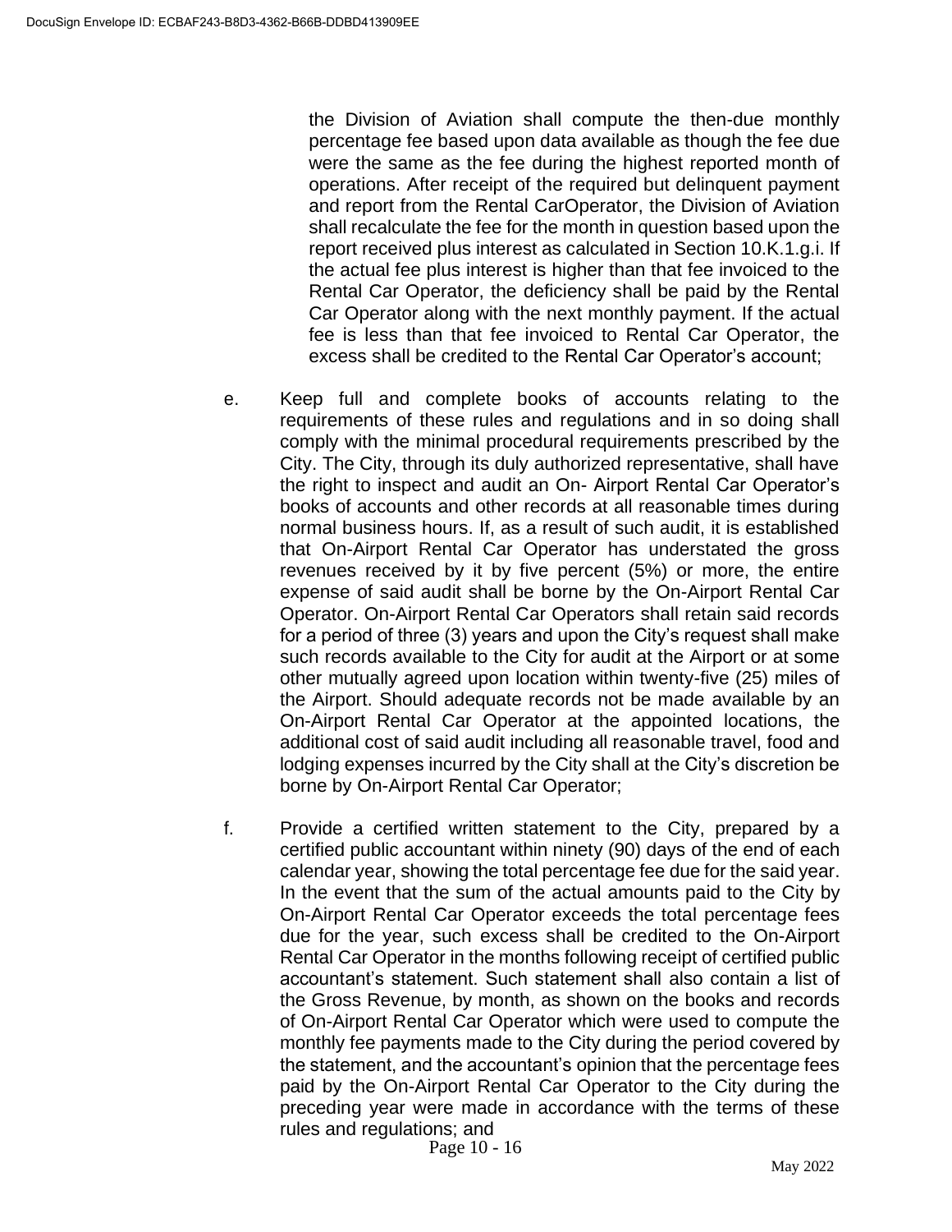the Division of Aviation shall compute the then-due monthly percentage fee based upon data available as though the fee due were the same as the fee during the highest reported month of operations. After receipt of the required but delinquent payment and report from the Rental CarOperator, the Division of Aviation shall recalculate the fee for the month in question based upon the report received plus interest as calculated in Section 10.K.1.g.i. If the actual fee plus interest is higher than that fee invoiced to the Rental Car Operator, the deficiency shall be paid by the Rental Car Operator along with the next monthly payment. If the actual fee is less than that fee invoiced to Rental Car Operator, the excess shall be credited to the Rental Car Operator's account;

e. Keep full and complete books of accounts relating to the requirements of these rules and regulations and in so doing shall comply with the minimal procedural requirements prescribed by the City. The City, through its duly authorized representative, shall have the right to inspect and audit an On- Airport Rental Car Operator's books of accounts and other records at all reasonable times during normal business hours. If, as a result of such audit, it is established that On-Airport Rental Car Operator has understated the gross revenues received by it by five percent (5%) or more, the entire expense of said audit shall be borne by the On-Airport Rental Car Operator. On-Airport Rental Car Operators shall retain said records for a period of three (3) years and upon the City's request shall make such records available to the City for audit at the Airport or at some other mutually agreed upon location within twenty-five (25) miles of the Airport. Should adequate records not be made available by an On-Airport Rental Car Operator at the appointed locations, the additional cost of said audit including all reasonable travel, food and lodging expenses incurred by the City shall at the City's discretion be borne by On-Airport Rental Car Operator;

f. Provide a certified written statement to the City, prepared by a certified public accountant within ninety (90) days of the end of each calendar year, showing the total percentage fee due for the said year. In the event that the sum of the actual amounts paid to the City by On-Airport Rental Car Operator exceeds the total percentage fees due for the year, such excess shall be credited to the On-Airport Rental Car Operator in the months following receipt of certified public accountant's statement. Such statement shall also contain a list of the Gross Revenue, by month, as shown on the books and records of On-Airport Rental Car Operator which were used to compute the monthly fee payments made to the City during the period covered by the statement, and the accountant's opinion that the percentage fees paid by the On-Airport Rental Car Operator to the City during the preceding year were made in accordance with the terms of these rules and regulations; and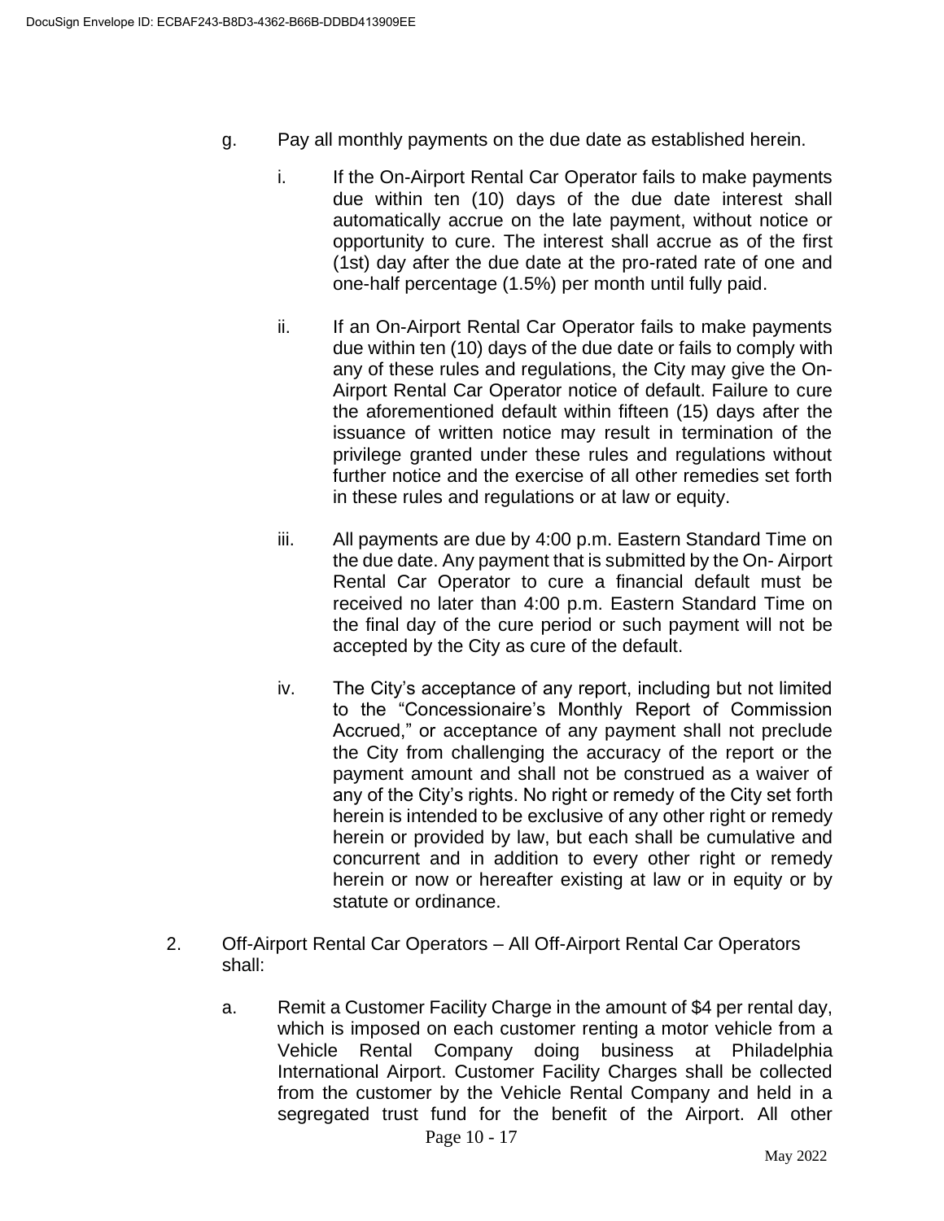g. Pay all monthly payments on the due date as established herein.

   i. If the On-Airport Rental Car Operator fails to make payments due within ten (10) days of the due date interest shall automatically accrue on the late payment, without notice or opportunity to cure. The interest shall accrue as of the first (1st) day after the due date at the pro-rated rate of one and one-half percentage (1.5%) per month until fully paid.

   ii. If an On-Airport Rental Car Operator fails to make payments due within ten (10) days of the due date or fails to comply with any of these rules and regulations, the City may give the On-Airport Rental Car Operator notice of default. Failure to cure the aforementioned default within fifteen (15) days after the issuance of written notice may result in termination of the privilege granted under these rules and regulations without further notice and the exercise of all other remedies set forth in these rules and regulations or at law or equity.

   iii. All payments are due by 4:00 p.m. Eastern Standard Time on the due date. Any payment that is submitted by the On- Airport Rental Car Operator to cure a financial default must be received no later than 4:00 p.m. Eastern Standard Time on the final day of the cure period or such payment will not be accepted by the City as cure of the default.

   iv. The City's acceptance of any report, including but not limited to the "Concessionaire's Monthly Report of Commission Accrued," or acceptance of any payment shall not preclude the City from challenging the accuracy of the report or the payment amount and shall not be construed as a waiver of any of the City's rights. No right or remedy of the City set forth herein is intended to be exclusive of any other right or remedy herein or provided by law, but each shall be cumulative and concurrent and in addition to every other right or remedy herein or now or hereafter existing at law or in equity or by statute or ordinance.

2. Off-Airport Rental Car Operators – All Off-Airport Rental Car Operators shall:

   a. Remit a Customer Facility Charge in the amount of $4 per rental day, which is imposed on each customer renting a motor vehicle from a Vehicle Rental Company doing business at Philadelphia International Airport. Customer Facility Charges shall be collected from the customer by the Vehicle Rental Company and held in a segregated trust fund for the benefit of the Airport. All other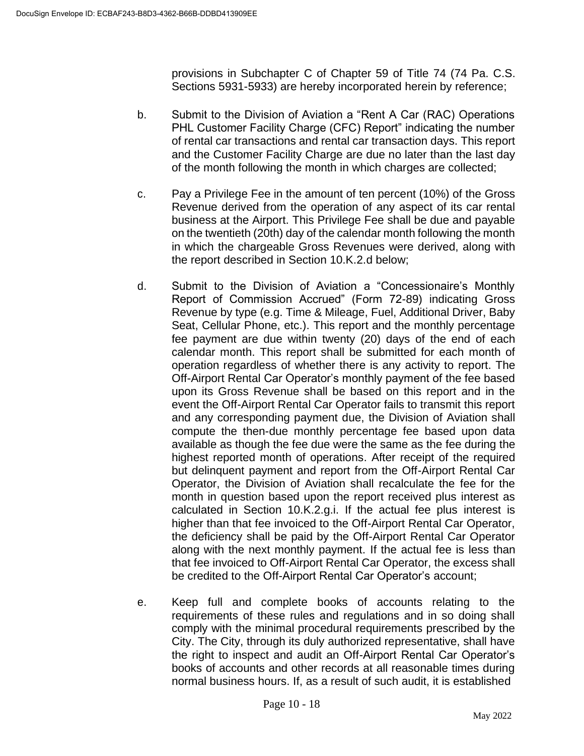provisions in Subchapter C of Chapter 59 of Title 74 (74 Pa. C.S. Sections 5931-5933) are hereby incorporated herein by reference;

b. Submit to the Division of Aviation a "Rent A Car (RAC) Operations PHL Customer Facility Charge (CFC) Report" indicating the number of rental car transactions and rental car transaction days. This report and the Customer Facility Charge are due no later than the last day of the month following the month in which charges are collected;

c. Pay a Privilege Fee in the amount of ten percent (10%) of the Gross Revenue derived from the operation of any aspect of its car rental business at the Airport. This Privilege Fee shall be due and payable on the twentieth (20th) day of the calendar month following the month in which the chargeable Gross Revenues were derived, along with the report described in Section 10.K.2.d below;

d. Submit to the Division of Aviation a "Concessionaire's Monthly Report of Commission Accrued" (Form 72-89) indicating Gross Revenue by type (e.g. Time & Mileage, Fuel, Additional Driver, Baby Seat, Cellular Phone, etc.). This report and the monthly percentage fee payment are due within twenty (20) days of the end of each calendar month. This report shall be submitted for each month of operation regardless of whether there is any activity to report. The Off-Airport Rental Car Operator's monthly payment of the fee based upon its Gross Revenue shall be based on this report and in the event the Off-Airport Rental Car Operator fails to transmit this report and any corresponding payment due, the Division of Aviation shall compute the then-due monthly percentage fee based upon data available as though the fee due were the same as the fee during the highest reported month of operations. After receipt of the required but delinquent payment and report from the Off-Airport Rental Car Operator, the Division of Aviation shall recalculate the fee for the month in question based upon the report received plus interest as calculated in Section 10.K.2.g.i. If the actual fee plus interest is higher than that fee invoiced to the Off-Airport Rental Car Operator, the deficiency shall be paid by the Off-Airport Rental Car Operator along with the next monthly payment. If the actual fee is less than that fee invoiced to Off-Airport Rental Car Operator, the excess shall be credited to the Off-Airport Rental Car Operator's account;

e. Keep full and complete books of accounts relating to the requirements of these rules and regulations and in so doing shall comply with the minimal procedural requirements prescribed by the City. The City, through its duly authorized representative, shall have the right to inspect and audit an Off-Airport Rental Car Operator's books of accounts and other records at all reasonable times during normal business hours. If, as a result of such audit, it is established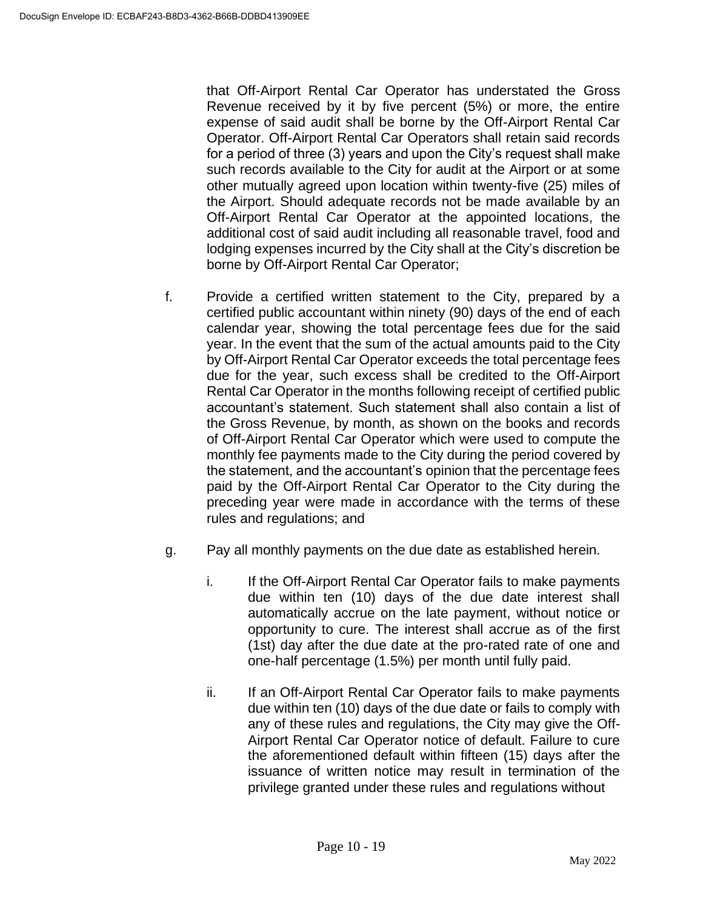that Off-Airport Rental Car Operator has understated the Gross Revenue received by it by five percent (5%) or more, the entire expense of said audit shall be borne by the Off-Airport Rental Car Operator. Off-Airport Rental Car Operators shall retain said records for a period of three (3) years and upon the City's request shall make such records available to the City for audit at the Airport or at some other mutually agreed upon location within twenty-five (25) miles of the Airport. Should adequate records not be made available by an Off-Airport Rental Car Operator at the appointed locations, the additional cost of said audit including all reasonable travel, food and lodging expenses incurred by the City shall at the City's discretion be borne by Off-Airport Rental Car Operator;

f. Provide a certified written statement to the City, prepared by a certified public accountant within ninety (90) days of the end of each calendar year, showing the total percentage fees due for the said year. In the event that the sum of the actual amounts paid to the City by Off-Airport Rental Car Operator exceeds the total percentage fees due for the year, such excess shall be credited to the Off-Airport Rental Car Operator in the months following receipt of certified public accountant's statement. Such statement shall also contain a list of the Gross Revenue, by month, as shown on the books and records of Off-Airport Rental Car Operator which were used to compute the monthly fee payments made to the City during the period covered by the statement, and the accountant's opinion that the percentage fees paid by the Off-Airport Rental Car Operator to the City during the preceding year were made in accordance with the terms of these rules and regulations; and

g. Pay all monthly payments on the due date as established herein.

   i. If the Off-Airport Rental Car Operator fails to make payments due within ten (10) days of the due date interest shall automatically accrue on the late payment, without notice or opportunity to cure. The interest shall accrue as of the first (1st) day after the due date at the pro-rated rate of one and one-half percentage (1.5%) per month until fully paid.

   ii. If an Off-Airport Rental Car Operator fails to make payments due within ten (10) days of the due date or fails to comply with any of these rules and regulations, the City may give the Off-Airport Rental Car Operator notice of default. Failure to cure the aforementioned default within fifteen (15) days after the issuance of written notice may result in termination of the privilege granted under these rules and regulations without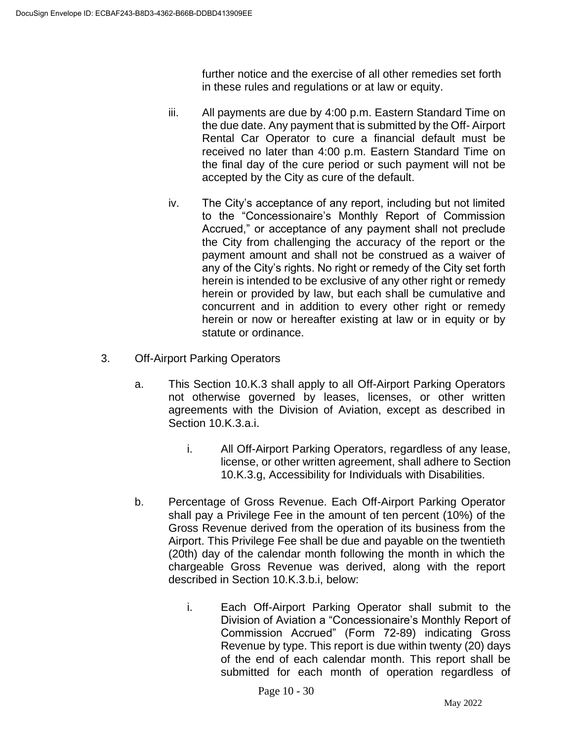further notice and the exercise of all other remedies set forth in these rules and regulations or at law or equity.

iii. All payments are due by 4:00 p.m. Eastern Standard Time on the due date. Any payment that is submitted by the Off- Airport Rental Car Operator to cure a financial default must be received no later than 4:00 p.m. Eastern Standard Time on the final day of the cure period or such payment will not be accepted by the City as cure of the default.

iv. The City's acceptance of any report, including but not limited to the "Concessionaire's Monthly Report of Commission Accrued," or acceptance of any payment shall not preclude the City from challenging the accuracy of the report or the payment amount and shall not be construed as a waiver of any of the City's rights. No right or remedy of the City set forth herein is intended to be exclusive of any other right or remedy herein or provided by law, but each shall be cumulative and concurrent and in addition to every other right or remedy herein or now or hereafter existing at law or in equity or by statute or ordinance.

3. Off-Airport Parking Operators

a. This Section 10.K.3 shall apply to all Off-Airport Parking Operators not otherwise governed by leases, licenses, or other written agreements with the Division of Aviation, except as described in Section 10.K.3.a.i.

i. All Off-Airport Parking Operators, regardless of any lease, license, or other written agreement, shall adhere to Section 10.K.3.g, Accessibility for Individuals with Disabilities.

b. Percentage of Gross Revenue. Each Off-Airport Parking Operator shall pay a Privilege Fee in the amount of ten percent (10%) of the Gross Revenue derived from the operation of its business from the Airport. This Privilege Fee shall be due and payable on the twentieth (20th) day of the calendar month following the month in which the chargeable Gross Revenue was derived, along with the report described in Section 10.K.3.b.i, below:

i. Each Off-Airport Parking Operator shall submit to the Division of Aviation a "Concessionaire's Monthly Report of Commission Accrued" (Form 72-89) indicating Gross Revenue by type. This report is due within twenty (20) days of the end of each calendar month. This report shall be submitted for each month of operation regardless of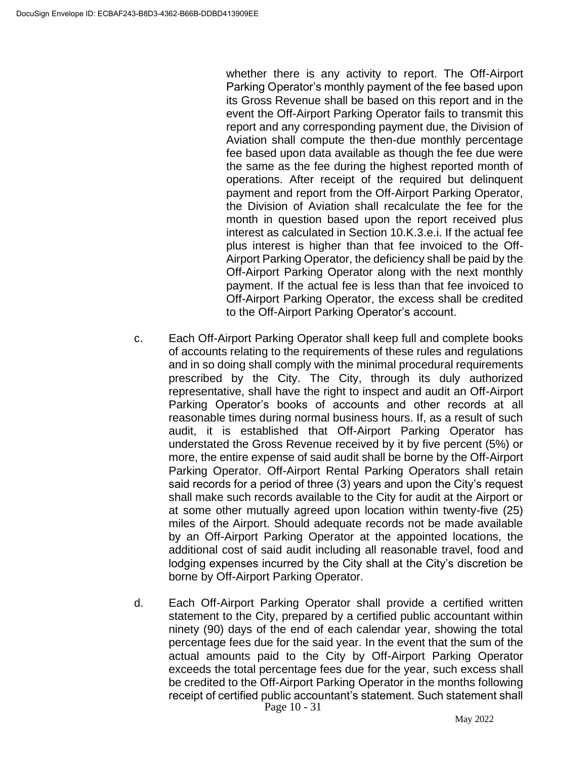whether there is any activity to report. The Off-Airport Parking Operator's monthly payment of the fee based upon its Gross Revenue shall be based on this report and in the event the Off-Airport Parking Operator fails to transmit this report and any corresponding payment due, the Division of Aviation shall compute the then-due monthly percentage fee based upon data available as though the fee due were the same as the fee during the highest reported month of operations. After receipt of the required but delinquent payment and report from the Off-Airport Parking Operator, the Division of Aviation shall recalculate the fee for the month in question based upon the report received plus interest as calculated in Section 10.K.3.e.i. If the actual fee plus interest is higher than that fee invoiced to the Off-Airport Parking Operator, the deficiency shall be paid by the Off-Airport Parking Operator along with the next monthly payment. If the actual fee is less than that fee invoiced to Off-Airport Parking Operator, the excess shall be credited to the Off-Airport Parking Operator's account.

c. Each Off-Airport Parking Operator shall keep full and complete books of accounts relating to the requirements of these rules and regulations and in so doing shall comply with the minimal procedural requirements prescribed by the City. The City, through its duly authorized representative, shall have the right to inspect and audit an Off-Airport Parking Operator's books of accounts and other records at all reasonable times during normal business hours. If, as a result of such audit, it is established that Off-Airport Parking Operator has understated the Gross Revenue received by it by five percent (5%) or more, the entire expense of said audit shall be borne by the Off-Airport Parking Operator. Off-Airport Rental Parking Operators shall retain said records for a period of three (3) years and upon the City's request shall make such records available to the City for audit at the Airport or at some other mutually agreed upon location within twenty-five (25) miles of the Airport. Should adequate records not be made available by an Off-Airport Parking Operator at the appointed locations, the additional cost of said audit including all reasonable travel, food and lodging expenses incurred by the City shall at the City's discretion be borne by Off-Airport Parking Operator.

d. Each Off-Airport Parking Operator shall provide a certified written statement to the City, prepared by a certified public accountant within ninety (90) days of the end of each calendar year, showing the total percentage fees due for the said year. In the event that the sum of the actual amounts paid to the City by Off-Airport Parking Operator exceeds the total percentage fees due for the year, such excess shall be credited to the Off-Airport Parking Operator in the months following receipt of certified public accountant's statement. Such statement shall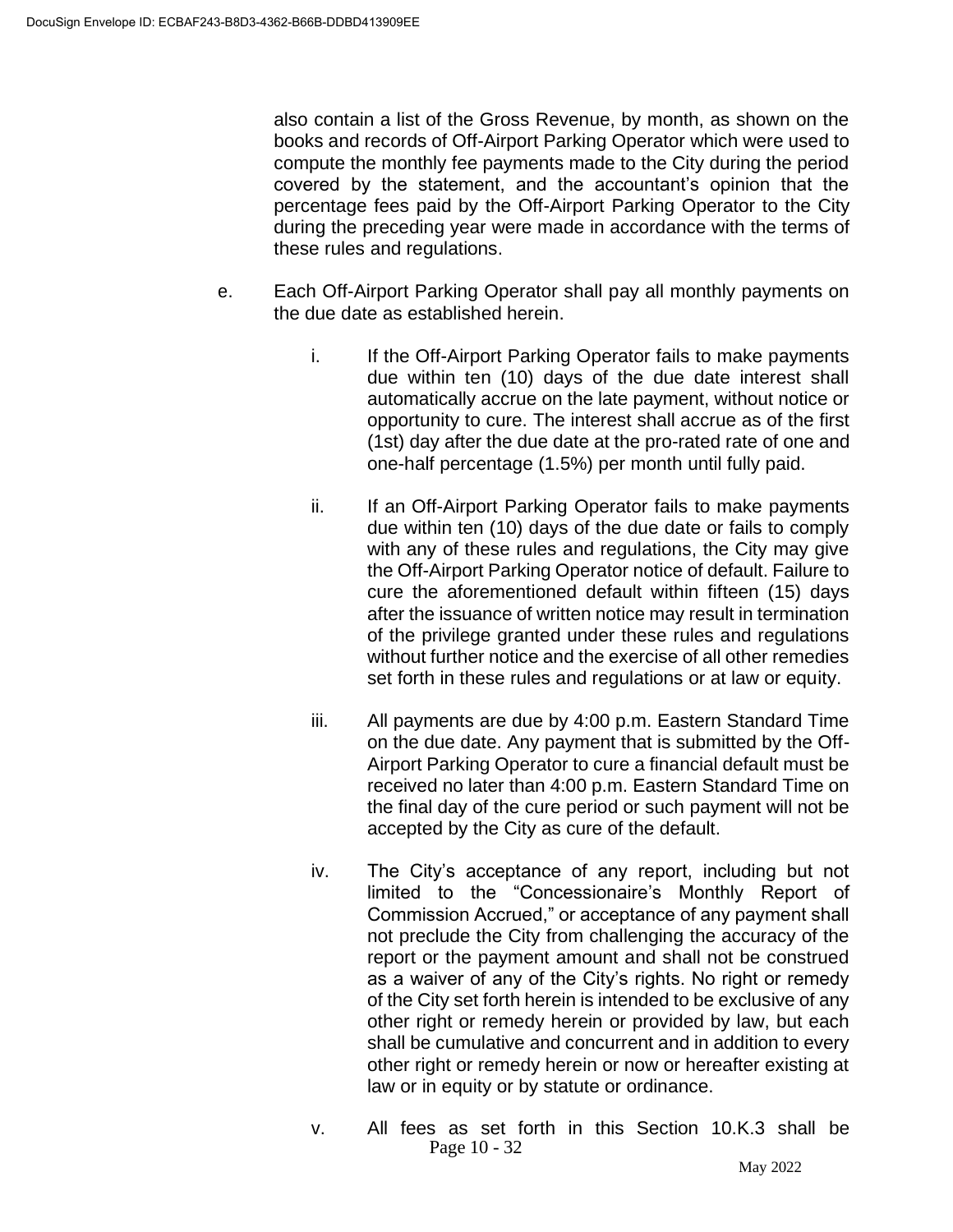also contain a list of the Gross Revenue, by month, as shown on the books and records of Off-Airport Parking Operator which were used to compute the monthly fee payments made to the City during the period covered by the statement, and the accountant's opinion that the percentage fees paid by the Off-Airport Parking Operator to the City during the preceding year were made in accordance with the terms of these rules and regulations.

e. Each Off-Airport Parking Operator shall pay all monthly payments on the due date as established herein.

   i. If the Off-Airport Parking Operator fails to make payments due within ten (10) days of the due date interest shall automatically accrue on the late payment, without notice or opportunity to cure. The interest shall accrue as of the first (1st) day after the due date at the pro-rated rate of one and one-half percentage (1.5%) per month until fully paid.

   ii. If an Off-Airport Parking Operator fails to make payments due within ten (10) days of the due date or fails to comply with any of these rules and regulations, the City may give the Off-Airport Parking Operator notice of default. Failure to cure the aforementioned default within fifteen (15) days after the issuance of written notice may result in termination of the privilege granted under these rules and regulations without further notice and the exercise of all other remedies set forth in these rules and regulations or at law or equity.

   iii. All payments are due by 4:00 p.m. Eastern Standard Time on the due date. Any payment that is submitted by the Off-Airport Parking Operator to cure a financial default must be received no later than 4:00 p.m. Eastern Standard Time on the final day of the cure period or such payment will not be accepted by the City as cure of the default.

   iv. The City's acceptance of any report, including but not limited to the "Concessionaire's Monthly Report of Commission Accrued," or acceptance of any payment shall not preclude the City from challenging the accuracy of the report or the payment amount and shall not be construed as a waiver of any of the City's rights. No right or remedy of the City set forth herein is intended to be exclusive of any other right or remedy herein or provided by law, but each shall be cumulative and concurrent and in addition to every other right or remedy herein or now or hereafter existing at law or in equity or by statute or ordinance.

   v. All fees as set forth in this Section 10.K.3 shall be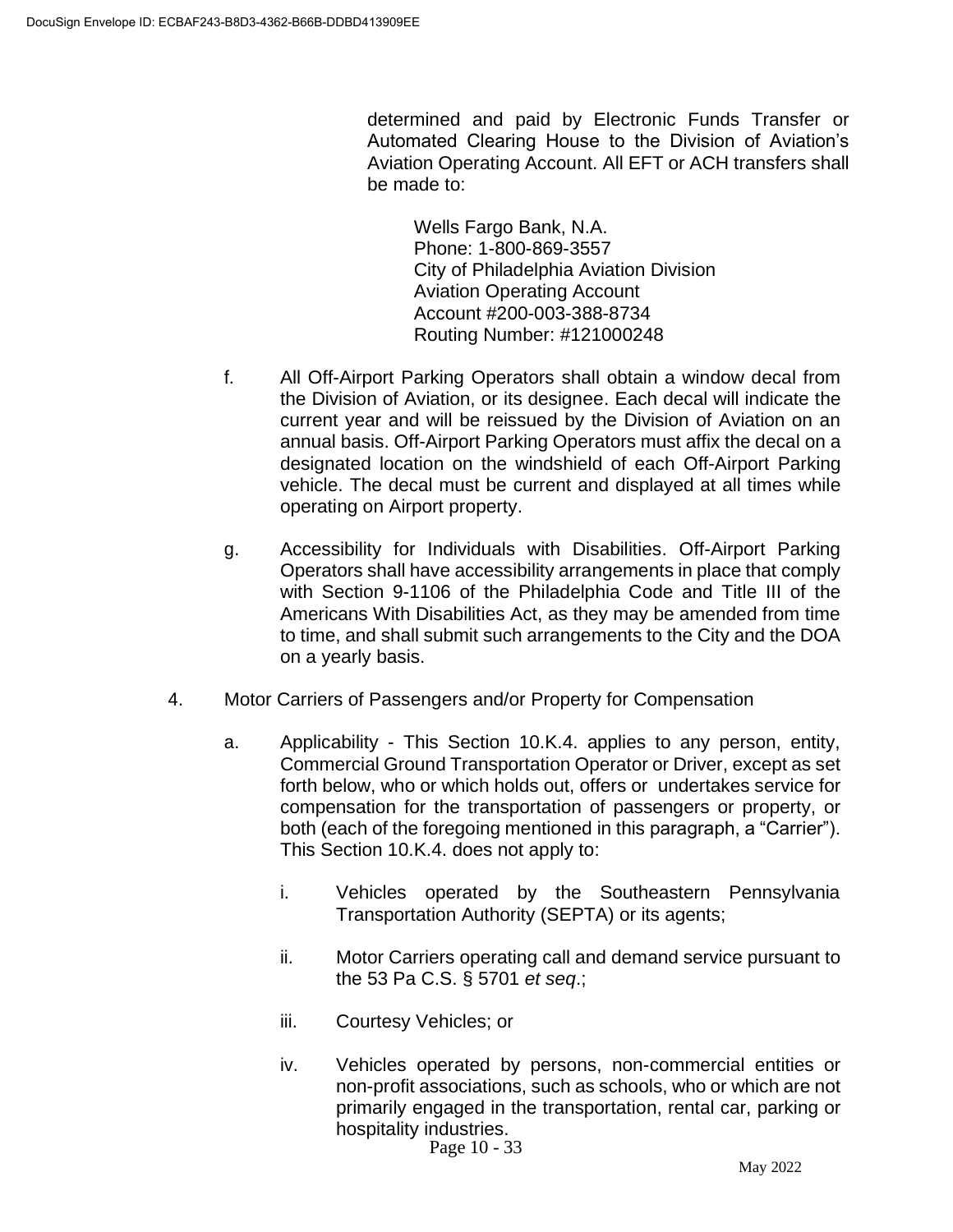determined and paid by Electronic Funds Transfer or Automated Clearing House to the Division of Aviation's Aviation Operating Account. All EFT or ACH transfers shall be made to:

> Wells Fargo Bank, N.A.
> Phone: 1-800-869-3557
> City of Philadelphia Aviation Division
> Aviation Operating Account
> Account #200-003-388-8734
> Routing Number: #121000248

f. All Off-Airport Parking Operators shall obtain a window decal from the Division of Aviation, or its designee. Each decal will indicate the current year and will be reissued by the Division of Aviation on an annual basis. Off-Airport Parking Operators must affix the decal on a designated location on the windshield of each Off-Airport Parking vehicle. The decal must be current and displayed at all times while operating on Airport property.

g. Accessibility for Individuals with Disabilities. Off-Airport Parking Operators shall have accessibility arrangements in place that comply with Section 9-1106 of the Philadelphia Code and Title III of the Americans With Disabilities Act, as they may be amended from time to time, and shall submit such arrangements to the City and the DOA on a yearly basis.

4. Motor Carriers of Passengers and/or Property for Compensation

   a. Applicability - This Section 10.K.4. applies to any person, entity, Commercial Ground Transportation Operator or Driver, except as set forth below, who or which holds out, offers or undertakes service for compensation for the transportation of passengers or property, or both (each of the foregoing mentioned in this paragraph, a "Carrier"). This Section 10.K.4. does not apply to:

      i. Vehicles operated by the Southeastern Pennsylvania Transportation Authority (SEPTA) or its agents;

      ii. Motor Carriers operating call and demand service pursuant to the 53 Pa C.S. § 5701 *et seq*.;

      iii. Courtesy Vehicles; or

      iv. Vehicles operated by persons, non-commercial entities or non-profit associations, such as schools, who or which are not primarily engaged in the transportation, rental car, parking or hospitality industries.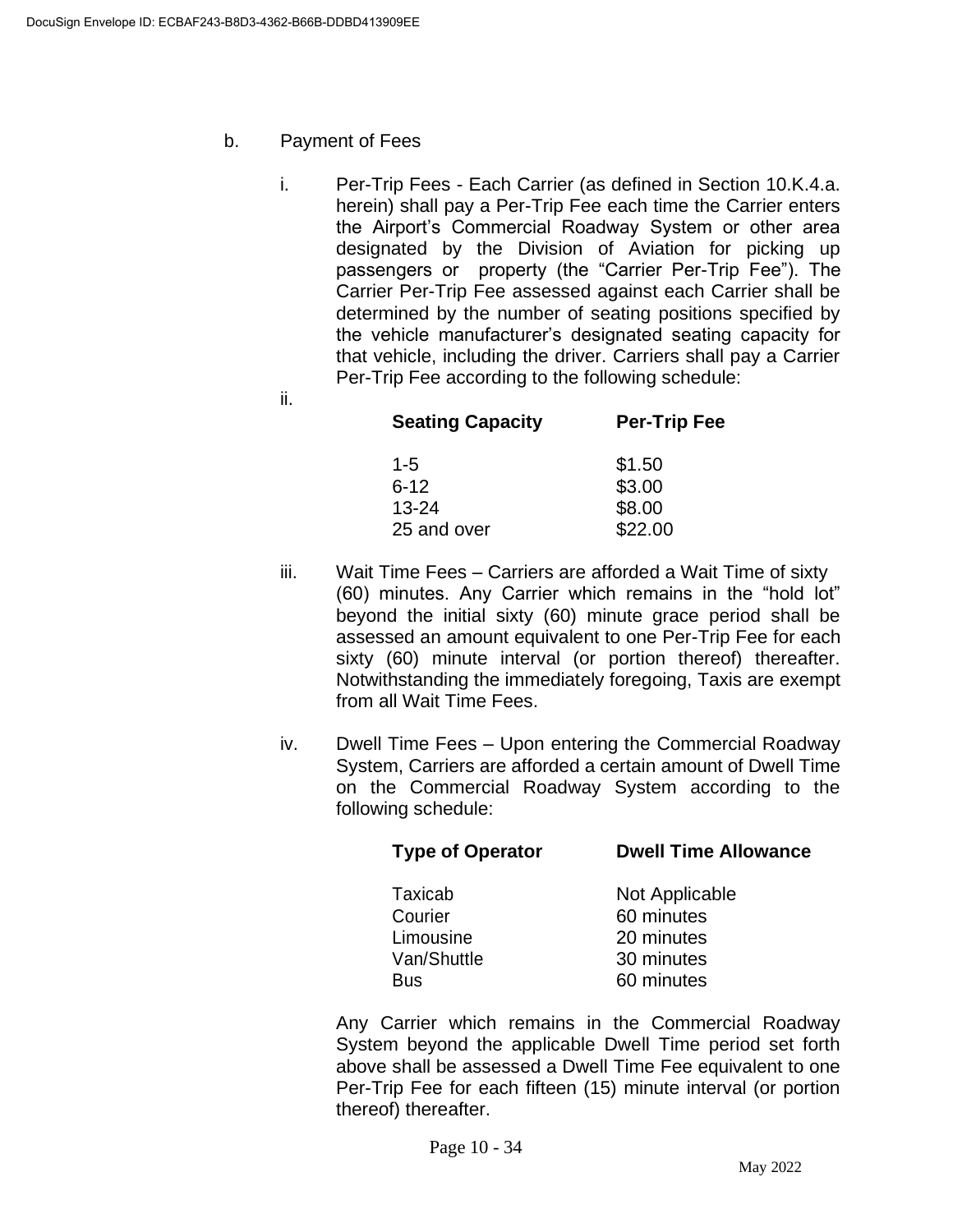b. Payment of Fees

i. Per-Trip Fees - Each Carrier (as defined in Section 10.K.4.a. herein) shall pay a Per-Trip Fee each time the Carrier enters the Airport's Commercial Roadway System or other area designated by the Division of Aviation for picking up passengers or property (the "Carrier Per-Trip Fee"). The Carrier Per-Trip Fee assessed against each Carrier shall be determined by the number of seating positions specified by the vehicle manufacturer's designated seating capacity for that vehicle, including the driver. Carriers shall pay a Carrier Per-Trip Fee according to the following schedule:

ii.

| Seating Capacity | Per-Trip Fee |
|---|---|
| 1-5 | $1.50 |
| 6-12 | $3.00 |
| 13-24 | $8.00 |
| 25 and over | $22.00 |

iii. Wait Time Fees – Carriers are afforded a Wait Time of sixty (60) minutes. Any Carrier which remains in the "hold lot" beyond the initial sixty (60) minute grace period shall be assessed an amount equivalent to one Per-Trip Fee for each sixty (60) minute interval (or portion thereof) thereafter. Notwithstanding the immediately foregoing, Taxis are exempt from all Wait Time Fees.

iv. Dwell Time Fees – Upon entering the Commercial Roadway System, Carriers are afforded a certain amount of Dwell Time on the Commercial Roadway System according to the following schedule:

| Type of Operator | Dwell Time Allowance |
|---|---|
| Taxicab | Not Applicable |
| Courier | 60 minutes |
| Limousine | 20 minutes |
| Van/Shuttle | 30 minutes |
| Bus | 60 minutes |

Any Carrier which remains in the Commercial Roadway System beyond the applicable Dwell Time period set forth above shall be assessed a Dwell Time Fee equivalent to one Per-Trip Fee for each fifteen (15) minute interval (or portion thereof) thereafter.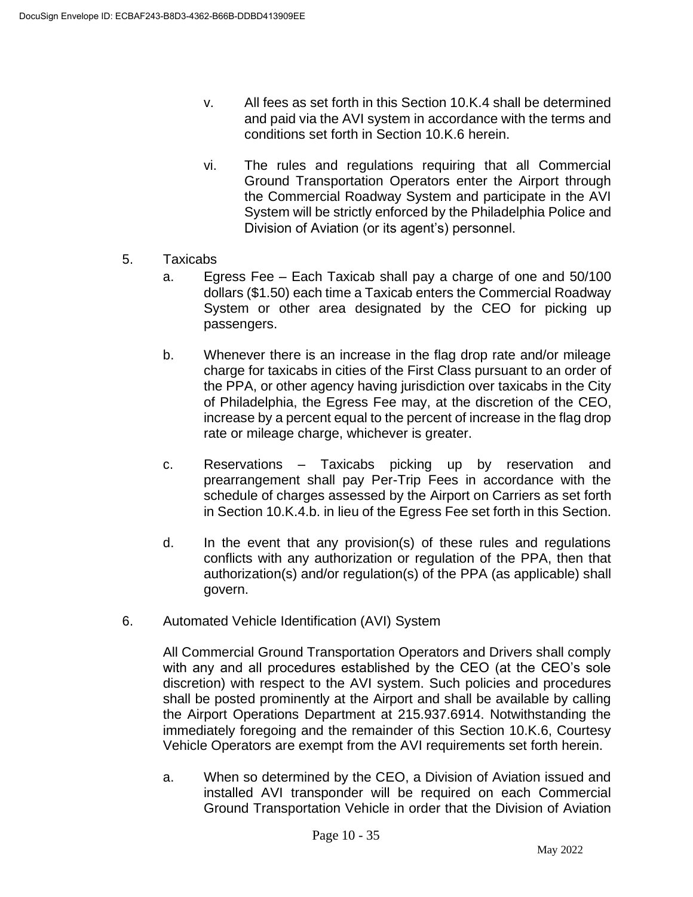v. All fees as set forth in this Section 10.K.4 shall be determined and paid via the AVI system in accordance with the terms and conditions set forth in Section 10.K.6 herein.

vi. The rules and regulations requiring that all Commercial Ground Transportation Operators enter the Airport through the Commercial Roadway System and participate in the AVI System will be strictly enforced by the Philadelphia Police and Division of Aviation (or its agent's) personnel.

5. Taxicabs

   a. Egress Fee – Each Taxicab shall pay a charge of one and 50/100 dollars ($1.50) each time a Taxicab enters the Commercial Roadway System or other area designated by the CEO for picking up passengers.

   b. Whenever there is an increase in the flag drop rate and/or mileage charge for taxicabs in cities of the First Class pursuant to an order of the PPA, or other agency having jurisdiction over taxicabs in the City of Philadelphia, the Egress Fee may, at the discretion of the CEO, increase by a percent equal to the percent of increase in the flag drop rate or mileage charge, whichever is greater.

   c. Reservations – Taxicabs picking up by reservation and prearrangement shall pay Per-Trip Fees in accordance with the schedule of charges assessed by the Airport on Carriers as set forth in Section 10.K.4.b. in lieu of the Egress Fee set forth in this Section.

   d. In the event that any provision(s) of these rules and regulations conflicts with any authorization or regulation of the PPA, then that authorization(s) and/or regulation(s) of the PPA (as applicable) shall govern.

6. Automated Vehicle Identification (AVI) System

   All Commercial Ground Transportation Operators and Drivers shall comply with any and all procedures established by the CEO (at the CEO's sole discretion) with respect to the AVI system. Such policies and procedures shall be posted prominently at the Airport and shall be available by calling the Airport Operations Department at 215.937.6914. Notwithstanding the immediately foregoing and the remainder of this Section 10.K.6, Courtesy Vehicle Operators are exempt from the AVI requirements set forth herein.

   a. When so determined by the CEO, a Division of Aviation issued and installed AVI transponder will be required on each Commercial Ground Transportation Vehicle in order that the Division of Aviation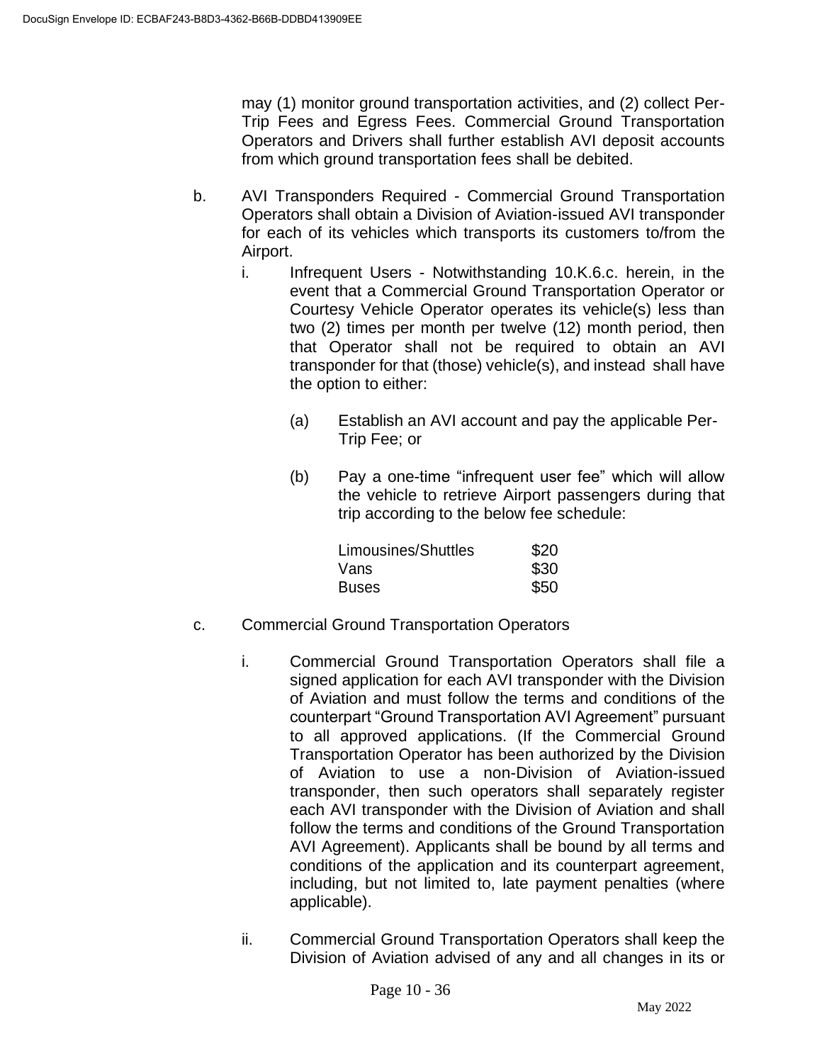may (1) monitor ground transportation activities, and (2) collect Per-Trip Fees and Egress Fees. Commercial Ground Transportation Operators and Drivers shall further establish AVI deposit accounts from which ground transportation fees shall be debited.

b. AVI Transponders Required - Commercial Ground Transportation Operators shall obtain a Division of Aviation-issued AVI transponder for each of its vehicles which transports its customers to/from the Airport.

   i. Infrequent Users - Notwithstanding 10.K.6.c. herein, in the event that a Commercial Ground Transportation Operator or Courtesy Vehicle Operator operates its vehicle(s) less than two (2) times per month per twelve (12) month period, then that Operator shall not be required to obtain an AVI transponder for that (those) vehicle(s), and instead shall have the option to either:

      (a) Establish an AVI account and pay the applicable Per-Trip Fee; or

      (b) Pay a one-time "infrequent user fee" which will allow the vehicle to retrieve Airport passengers during that trip according to the below fee schedule:

| | |
|---|---|
| Limousines/Shuttles | $20 |
| Vans | $30 |
| Buses | $50 |

c. Commercial Ground Transportation Operators

   i. Commercial Ground Transportation Operators shall file a signed application for each AVI transponder with the Division of Aviation and must follow the terms and conditions of the counterpart "Ground Transportation AVI Agreement" pursuant to all approved applications. (If the Commercial Ground Transportation Operator has been authorized by the Division of Aviation to use a non-Division of Aviation-issued transponder, then such operators shall separately register each AVI transponder with the Division of Aviation and shall follow the terms and conditions of the Ground Transportation AVI Agreement). Applicants shall be bound by all terms and conditions of the application and its counterpart agreement, including, but not limited to, late payment penalties (where applicable).

   ii. Commercial Ground Transportation Operators shall keep the Division of Aviation advised of any and all changes in its or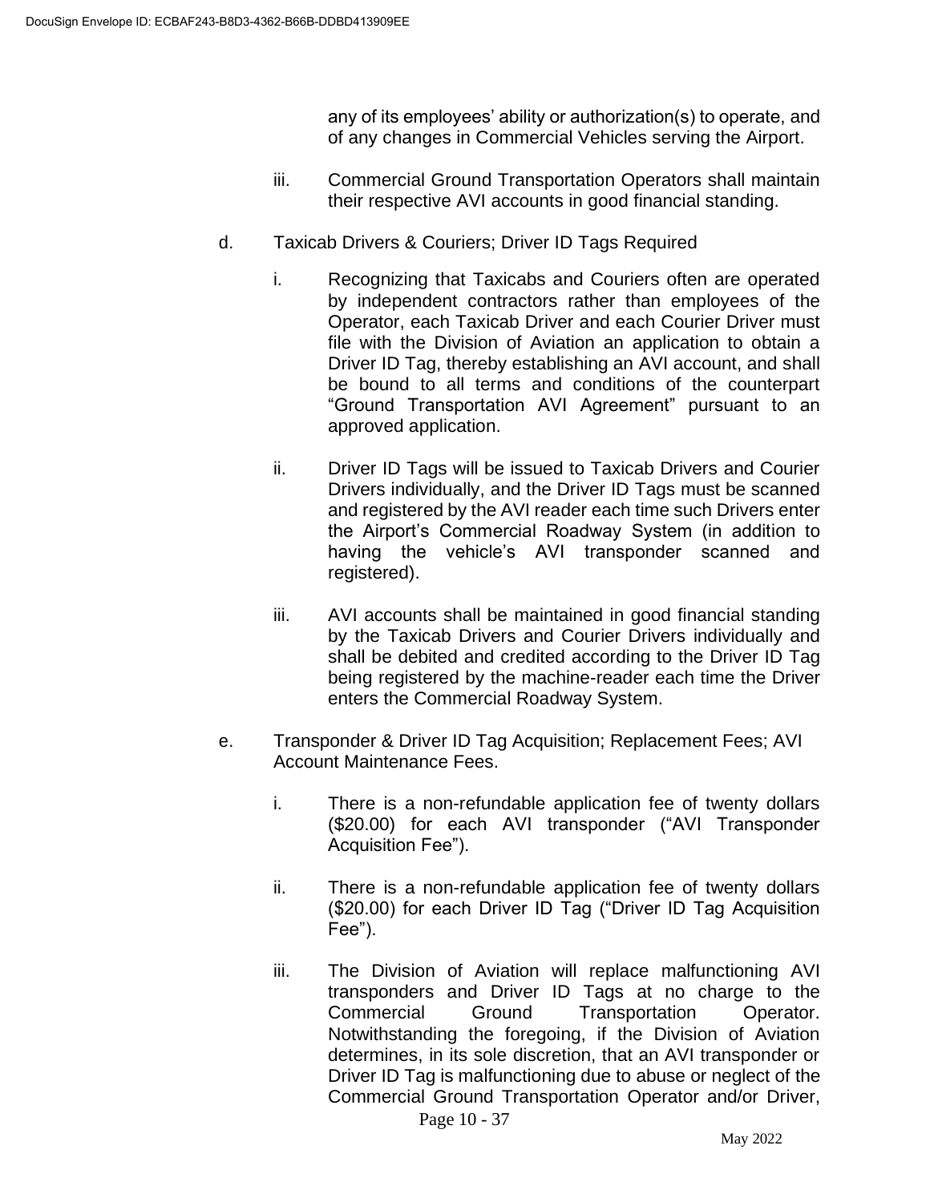any of its employees' ability or authorization(s) to operate, and of any changes in Commercial Vehicles serving the Airport.

iii. Commercial Ground Transportation Operators shall maintain their respective AVI accounts in good financial standing.

d. Taxicab Drivers & Couriers; Driver ID Tags Required

i. Recognizing that Taxicabs and Couriers often are operated by independent contractors rather than employees of the Operator, each Taxicab Driver and each Courier Driver must file with the Division of Aviation an application to obtain a Driver ID Tag, thereby establishing an AVI account, and shall be bound to all terms and conditions of the counterpart "Ground Transportation AVI Agreement" pursuant to an approved application.

ii. Driver ID Tags will be issued to Taxicab Drivers and Courier Drivers individually, and the Driver ID Tags must be scanned and registered by the AVI reader each time such Drivers enter the Airport's Commercial Roadway System (in addition to having the vehicle's AVI transponder scanned and registered).

iii. AVI accounts shall be maintained in good financial standing by the Taxicab Drivers and Courier Drivers individually and shall be debited and credited according to the Driver ID Tag being registered by the machine-reader each time the Driver enters the Commercial Roadway System.

e. Transponder & Driver ID Tag Acquisition; Replacement Fees; AVI Account Maintenance Fees.

i. There is a non-refundable application fee of twenty dollars ($20.00) for each AVI transponder ("AVI Transponder Acquisition Fee").

ii. There is a non-refundable application fee of twenty dollars ($20.00) for each Driver ID Tag ("Driver ID Tag Acquisition Fee").

iii. The Division of Aviation will replace malfunctioning AVI transponders and Driver ID Tags at no charge to the Commercial Ground Transportation Operator. Notwithstanding the foregoing, if the Division of Aviation determines, in its sole discretion, that an AVI transponder or Driver ID Tag is malfunctioning due to abuse or neglect of the Commercial Ground Transportation Operator and/or Driver,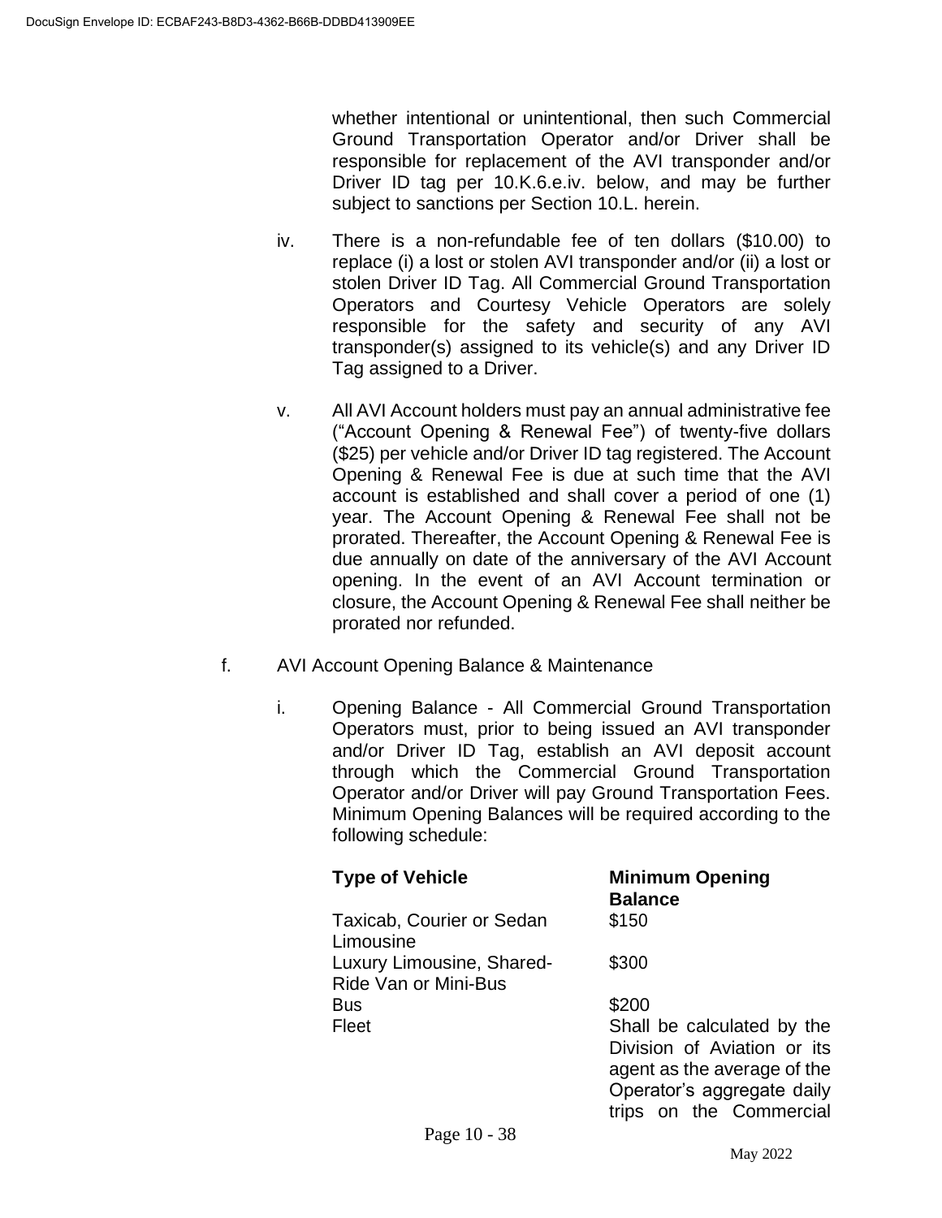whether intentional or unintentional, then such Commercial Ground Transportation Operator and/or Driver shall be responsible for replacement of the AVI transponder and/or Driver ID tag per 10.K.6.e.iv. below, and may be further subject to sanctions per Section 10.L. herein.

iv. There is a non-refundable fee of ten dollars ($10.00) to replace (i) a lost or stolen AVI transponder and/or (ii) a lost or stolen Driver ID Tag. All Commercial Ground Transportation Operators and Courtesy Vehicle Operators are solely responsible for the safety and security of any AVI transponder(s) assigned to its vehicle(s) and any Driver ID Tag assigned to a Driver.

v. All AVI Account holders must pay an annual administrative fee ("Account Opening & Renewal Fee") of twenty-five dollars ($25) per vehicle and/or Driver ID tag registered. The Account Opening & Renewal Fee is due at such time that the AVI account is established and shall cover a period of one (1) year. The Account Opening & Renewal Fee shall not be prorated. Thereafter, the Account Opening & Renewal Fee is due annually on date of the anniversary of the AVI Account opening. In the event of an AVI Account termination or closure, the Account Opening & Renewal Fee shall neither be prorated nor refunded.

f. AVI Account Opening Balance & Maintenance

i. Opening Balance - All Commercial Ground Transportation Operators must, prior to being issued an AVI transponder and/or Driver ID Tag, establish an AVI deposit account through which the Commercial Ground Transportation Operator and/or Driver will pay Ground Transportation Fees. Minimum Opening Balances will be required according to the following schedule:

| **Type of Vehicle** | **Minimum Opening Balance** |
|---|---|
| Taxicab, Courier or Sedan Limousine | $150 |
| Luxury Limousine, Shared-Ride Van or Mini-Bus | $300 |
| Bus | $200 |
| Fleet | Shall be calculated by the Division of Aviation or its agent as the average of the Operator's aggregate daily trips on the Commercial |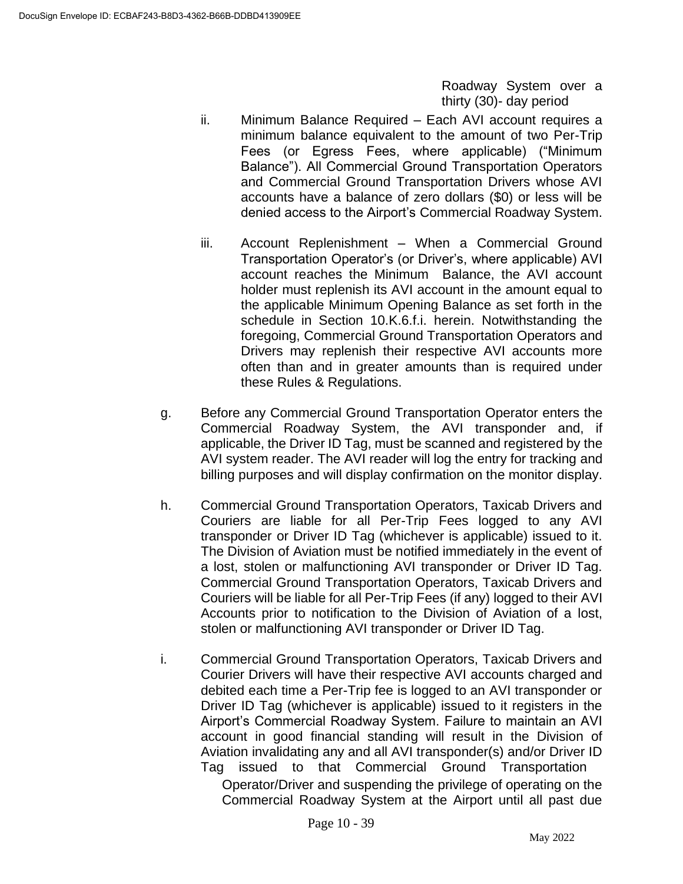Roadway System over a thirty (30)- day period

ii. Minimum Balance Required – Each AVI account requires a minimum balance equivalent to the amount of two Per-Trip Fees (or Egress Fees, where applicable) ("Minimum Balance"). All Commercial Ground Transportation Operators and Commercial Ground Transportation Drivers whose AVI accounts have a balance of zero dollars ($0) or less will be denied access to the Airport's Commercial Roadway System.

iii. Account Replenishment – When a Commercial Ground Transportation Operator's (or Driver's, where applicable) AVI account reaches the Minimum Balance, the AVI account holder must replenish its AVI account in the amount equal to the applicable Minimum Opening Balance as set forth in the schedule in Section 10.K.6.f.i. herein. Notwithstanding the foregoing, Commercial Ground Transportation Operators and Drivers may replenish their respective AVI accounts more often than and in greater amounts than is required under these Rules & Regulations.

g. Before any Commercial Ground Transportation Operator enters the Commercial Roadway System, the AVI transponder and, if applicable, the Driver ID Tag, must be scanned and registered by the AVI system reader. The AVI reader will log the entry for tracking and billing purposes and will display confirmation on the monitor display.

h. Commercial Ground Transportation Operators, Taxicab Drivers and Couriers are liable for all Per-Trip Fees logged to any AVI transponder or Driver ID Tag (whichever is applicable) issued to it. The Division of Aviation must be notified immediately in the event of a lost, stolen or malfunctioning AVI transponder or Driver ID Tag. Commercial Ground Transportation Operators, Taxicab Drivers and Couriers will be liable for all Per-Trip Fees (if any) logged to their AVI Accounts prior to notification to the Division of Aviation of a lost, stolen or malfunctioning AVI transponder or Driver ID Tag.

i. Commercial Ground Transportation Operators, Taxicab Drivers and Courier Drivers will have their respective AVI accounts charged and debited each time a Per-Trip fee is logged to an AVI transponder or Driver ID Tag (whichever is applicable) issued to it registers in the Airport's Commercial Roadway System. Failure to maintain an AVI account in good financial standing will result in the Division of Aviation invalidating any and all AVI transponder(s) and/or Driver ID Tag issued to that Commercial Ground Transportation Operator/Driver and suspending the privilege of operating on the Commercial Roadway System at the Airport until all past due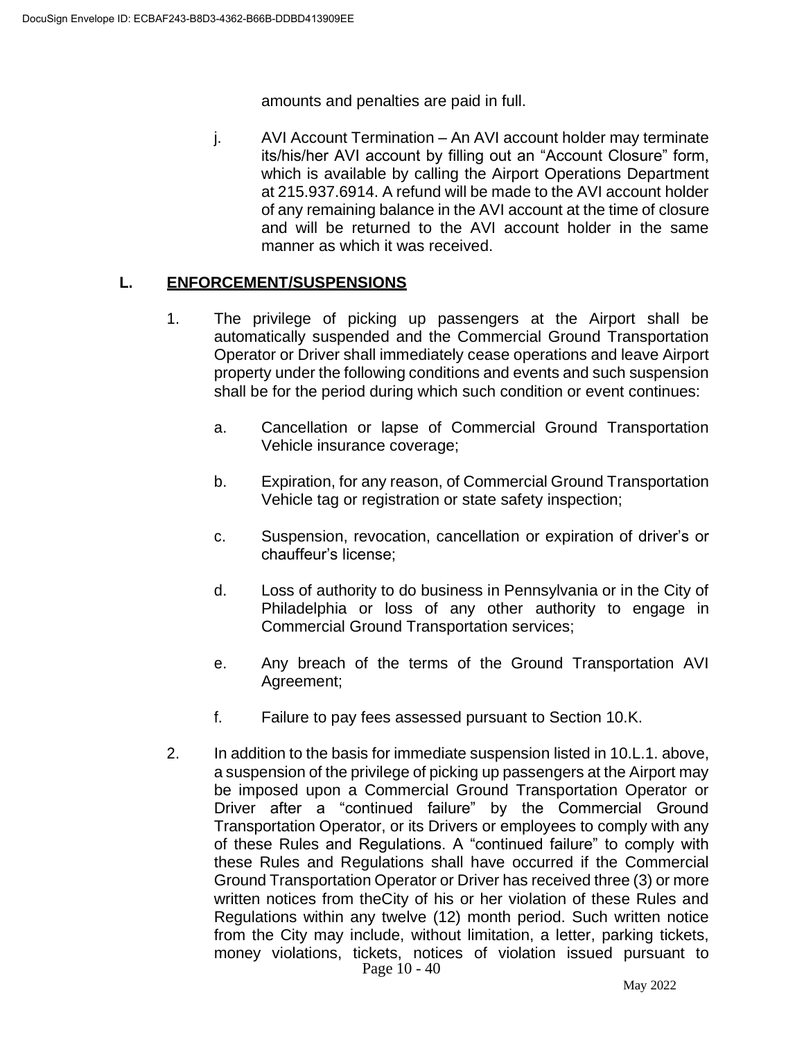amounts and penalties are paid in full.

j. AVI Account Termination – An AVI account holder may terminate its/his/her AVI account by filling out an "Account Closure" form, which is available by calling the Airport Operations Department at 215.937.6914. A refund will be made to the AVI account holder of any remaining balance in the AVI account at the time of closure and will be returned to the AVI account holder in the same manner as which it was received.

## L. ENFORCEMENT/SUSPENSIONS

1. The privilege of picking up passengers at the Airport shall be automatically suspended and the Commercial Ground Transportation Operator or Driver shall immediately cease operations and leave Airport property under the following conditions and events and such suspension shall be for the period during which such condition or event continues:

   a. Cancellation or lapse of Commercial Ground Transportation Vehicle insurance coverage;

   b. Expiration, for any reason, of Commercial Ground Transportation Vehicle tag or registration or state safety inspection;

   c. Suspension, revocation, cancellation or expiration of driver's or chauffeur's license;

   d. Loss of authority to do business in Pennsylvania or in the City of Philadelphia or loss of any other authority to engage in Commercial Ground Transportation services;

   e. Any breach of the terms of the Ground Transportation AVI Agreement;

   f. Failure to pay fees assessed pursuant to Section 10.K.

2. In addition to the basis for immediate suspension listed in 10.L.1. above, a suspension of the privilege of picking up passengers at the Airport may be imposed upon a Commercial Ground Transportation Operator or Driver after a "continued failure" by the Commercial Ground Transportation Operator, or its Drivers or employees to comply with any of these Rules and Regulations. A "continued failure" to comply with these Rules and Regulations shall have occurred if the Commercial Ground Transportation Operator or Driver has received three (3) or more written notices from theCity of his or her violation of these Rules and Regulations within any twelve (12) month period. Such written notice from the City may include, without limitation, a letter, parking tickets, money violations, tickets, notices of violation issued pursuant to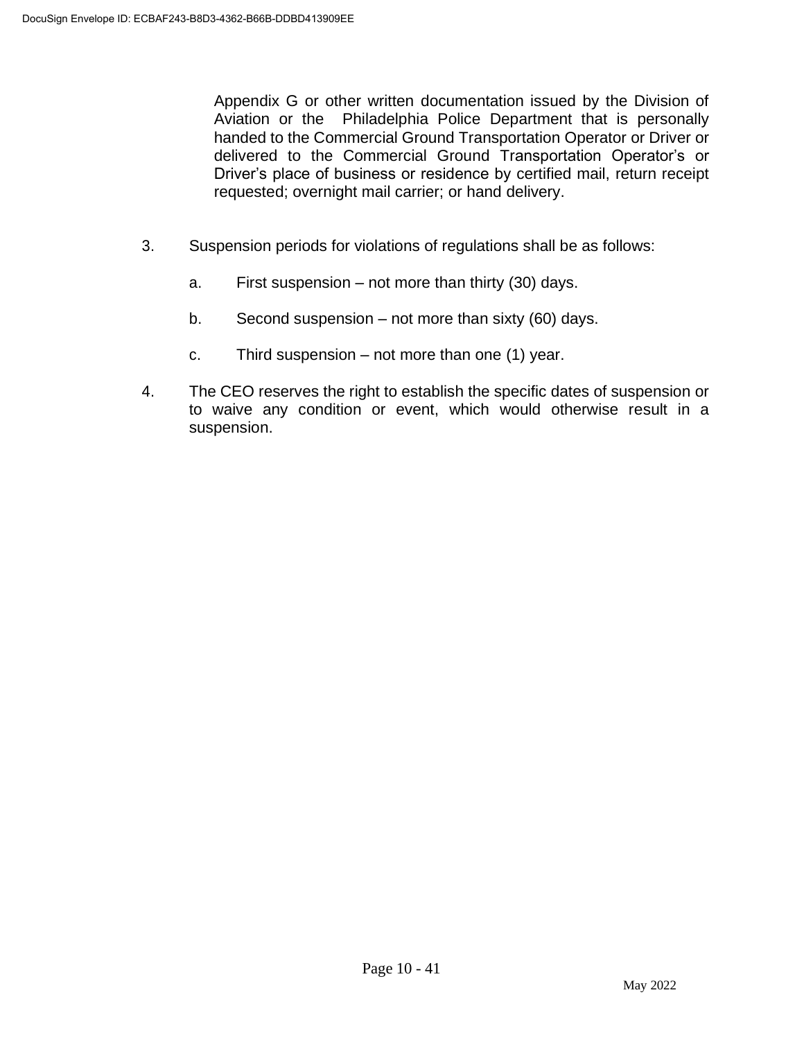Appendix G or other written documentation issued by the Division of Aviation or the Philadelphia Police Department that is personally handed to the Commercial Ground Transportation Operator or Driver or delivered to the Commercial Ground Transportation Operator's or Driver's place of business or residence by certified mail, return receipt requested; overnight mail carrier; or hand delivery.

3. Suspension periods for violations of regulations shall be as follows:

   a. First suspension – not more than thirty (30) days.

   b. Second suspension – not more than sixty (60) days.

   c. Third suspension – not more than one (1) year.

4. The CEO reserves the right to establish the specific dates of suspension or to waive any condition or event, which would otherwise result in a suspension.